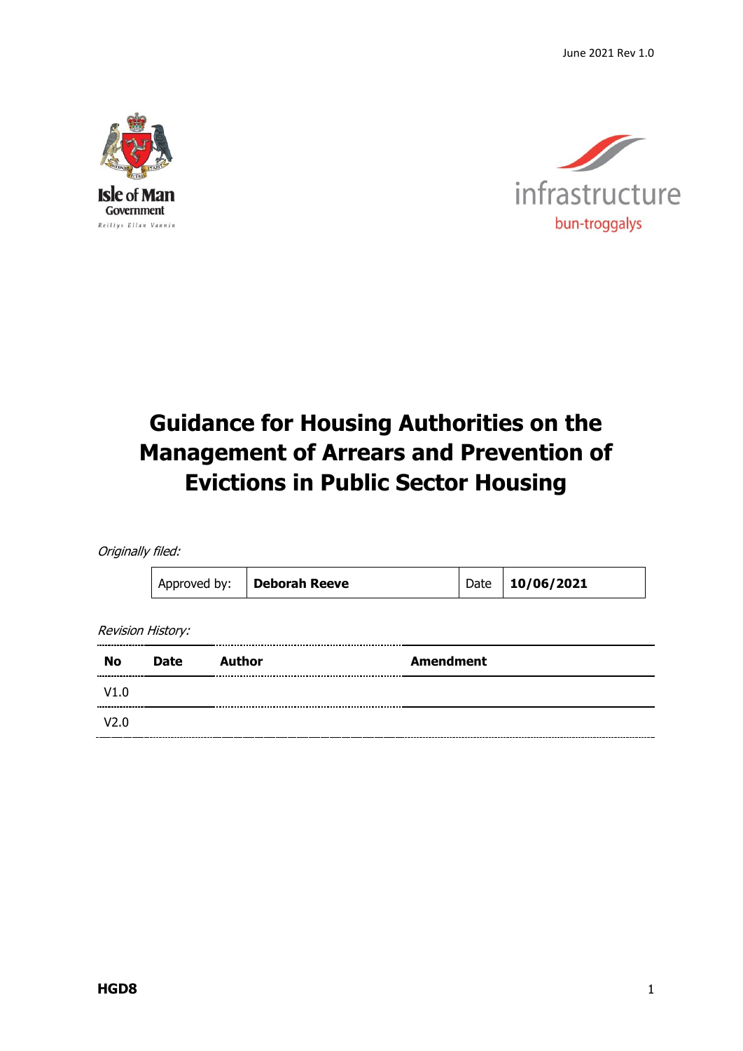June 2021 Rev 1.0

Isle of Man Government

Reiltys Ellan Vannin

infrastructure

bun-troggalys

# Guidance for Housing Authorities on the Management of Arrears and Prevention of Evictions in Public Sector Housing

*Originally filed:*

| Approved by: | **Deborah Reeve** | Date | **10/06/2021** |
|---|---|---|---|

*Revision History:*

| No | Date | Author | Amendment |
|---|---|---|---|
| V1.0 | | | |
| V2.0 | | | |

**HGD8**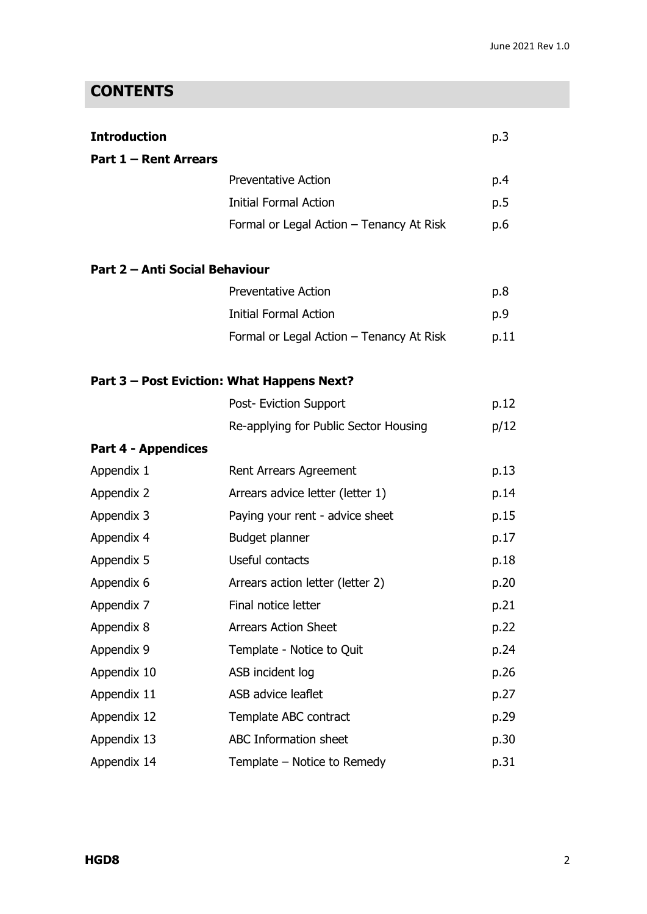## CONTENTS

| | | |
|---|---|---|
| **Introduction** | | p.3 |
| **Part 1 – Rent Arrears** | | |
| | Preventative Action | p.4 |
| | Initial Formal Action | p.5 |
| | Formal or Legal Action – Tenancy At Risk | p.6 |
| **Part 2 – Anti Social Behaviour** | | |
| | Preventative Action | p.8 |
| | Initial Formal Action | p.9 |
| | Formal or Legal Action – Tenancy At Risk | p.11 |
| **Part 3 – Post Eviction: What Happens Next?** | | |
| | Post- Eviction Support | p.12 |
| | Re-applying for Public Sector Housing | p/12 |
| **Part 4 - Appendices** | | |
| Appendix 1 | Rent Arrears Agreement | p.13 |
| Appendix 2 | Arrears advice letter (letter 1) | p.14 |
| Appendix 3 | Paying your rent - advice sheet | p.15 |
| Appendix 4 | Budget planner | p.17 |
| Appendix 5 | Useful contacts | p.18 |
| Appendix 6 | Arrears action letter (letter 2) | p.20 |
| Appendix 7 | Final notice letter | p.21 |
| Appendix 8 | Arrears Action Sheet | p.22 |
| Appendix 9 | Template - Notice to Quit | p.24 |
| Appendix 10 | ASB incident log | p.26 |
| Appendix 11 | ASB advice leaflet | p.27 |
| Appendix 12 | Template ABC contract | p.29 |
| Appendix 13 | ABC Information sheet | p.30 |
| Appendix 14 | Template – Notice to Remedy | p.31 |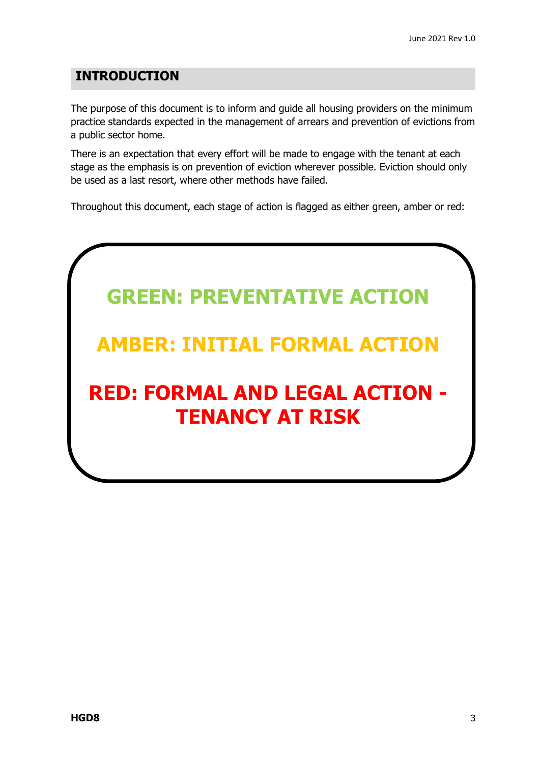## INTRODUCTION

The purpose of this document is to inform and guide all housing providers on the minimum practice standards expected in the management of arrears and prevention of evictions from a public sector home.

There is an expectation that every effort will be made to engage with the tenant at each stage as the emphasis is on prevention of eviction wherever possible. Eviction should only be used as a last resort, where other methods have failed.

Throughout this document, each stage of action is flagged as either green, amber or red:

**GREEN: PREVENTATIVE ACTION**

**AMBER: INITIAL FORMAL ACTION**

**RED: FORMAL AND LEGAL ACTION - TENANCY AT RISK**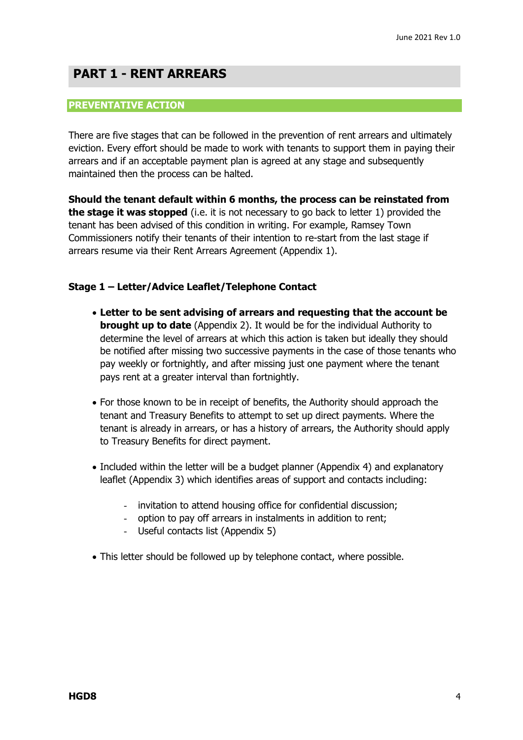# PART 1 - RENT ARREARS

## PREVENTATIVE ACTION

There are five stages that can be followed in the prevention of rent arrears and ultimately eviction. Every effort should be made to work with tenants to support them in paying their arrears and if an acceptable payment plan is agreed at any stage and subsequently maintained then the process can be halted.

**Should the tenant default within 6 months, the process can be reinstated from the stage it was stopped** (i.e. it is not necessary to go back to letter 1) provided the tenant has been advised of this condition in writing. For example, Ramsey Town Commissioners notify their tenants of their intention to re-start from the last stage if arrears resume via their Rent Arrears Agreement (Appendix 1).

### Stage 1 – Letter/Advice Leaflet/Telephone Contact

- **Letter to be sent advising of arrears and requesting that the account be brought up to date** (Appendix 2). It would be for the individual Authority to determine the level of arrears at which this action is taken but ideally they should be notified after missing two successive payments in the case of those tenants who pay weekly or fortnightly, and after missing just one payment where the tenant pays rent at a greater interval than fortnightly.

- For those known to be in receipt of benefits, the Authority should approach the tenant and Treasury Benefits to attempt to set up direct payments. Where the tenant is already in arrears, or has a history of arrears, the Authority should apply to Treasury Benefits for direct payment.

- Included within the letter will be a budget planner (Appendix 4) and explanatory leaflet (Appendix 3) which identifies areas of support and contacts including:

  - invitation to attend housing office for confidential discussion;
  - option to pay off arrears in instalments in addition to rent;
  - Useful contacts list (Appendix 5)

- This letter should be followed up by telephone contact, where possible.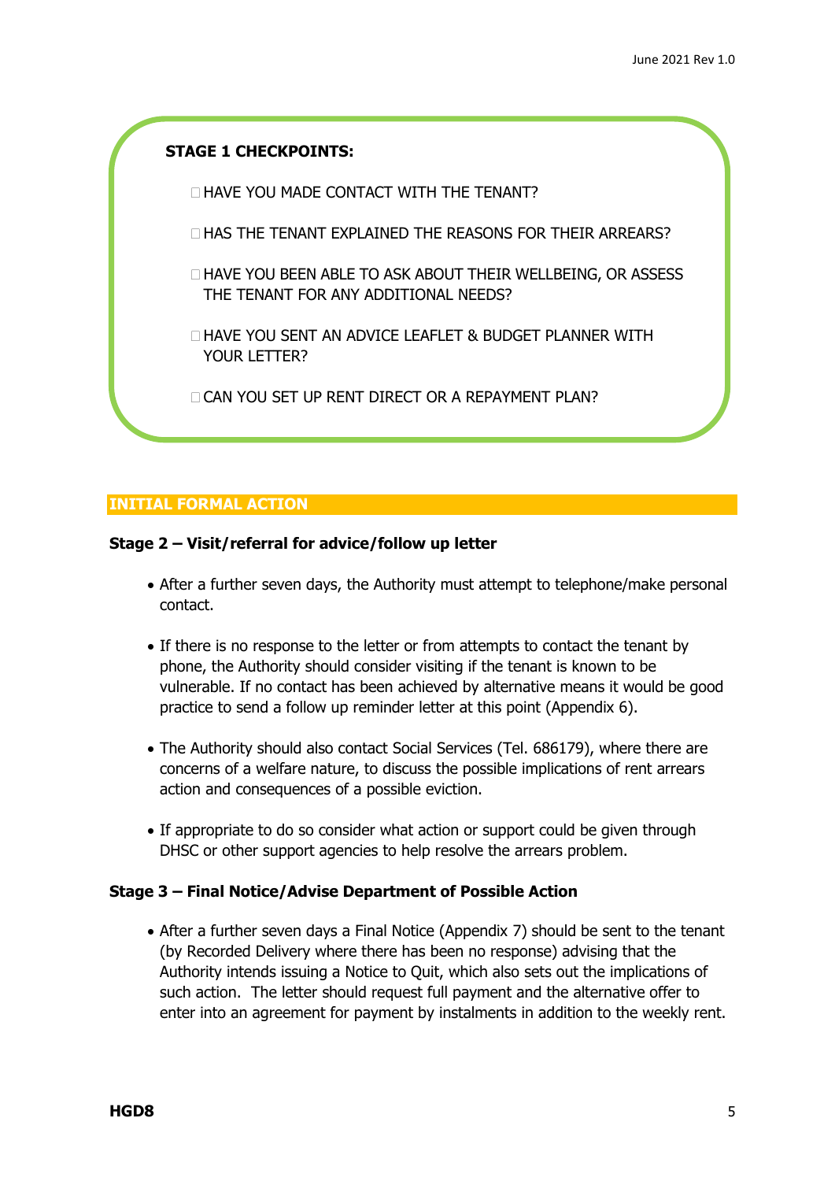**STAGE 1 CHECKPOINTS:**

- ☐ HAVE YOU MADE CONTACT WITH THE TENANT?
- ☐ HAS THE TENANT EXPLAINED THE REASONS FOR THEIR ARREARS?
- ☐ HAVE YOU BEEN ABLE TO ASK ABOUT THEIR WELLBEING, OR ASSESS THE TENANT FOR ANY ADDITIONAL NEEDS?
- ☐ HAVE YOU SENT AN ADVICE LEAFLET & BUDGET PLANNER WITH YOUR LETTER?
- ☐ CAN YOU SET UP RENT DIRECT OR A REPAYMENT PLAN?

## INITIAL FORMAL ACTION

### Stage 2 – Visit/referral for advice/follow up letter

- After a further seven days, the Authority must attempt to telephone/make personal contact.
- If there is no response to the letter or from attempts to contact the tenant by phone, the Authority should consider visiting if the tenant is known to be vulnerable. If no contact has been achieved by alternative means it would be good practice to send a follow up reminder letter at this point (Appendix 6).
- The Authority should also contact Social Services (Tel. 686179), where there are concerns of a welfare nature, to discuss the possible implications of rent arrears action and consequences of a possible eviction.
- If appropriate to do so consider what action or support could be given through DHSC or other support agencies to help resolve the arrears problem.

### Stage 3 – Final Notice/Advise Department of Possible Action

- After a further seven days a Final Notice (Appendix 7) should be sent to the tenant (by Recorded Delivery where there has been no response) advising that the Authority intends issuing a Notice to Quit, which also sets out the implications of such action. The letter should request full payment and the alternative offer to enter into an agreement for payment by instalments in addition to the weekly rent.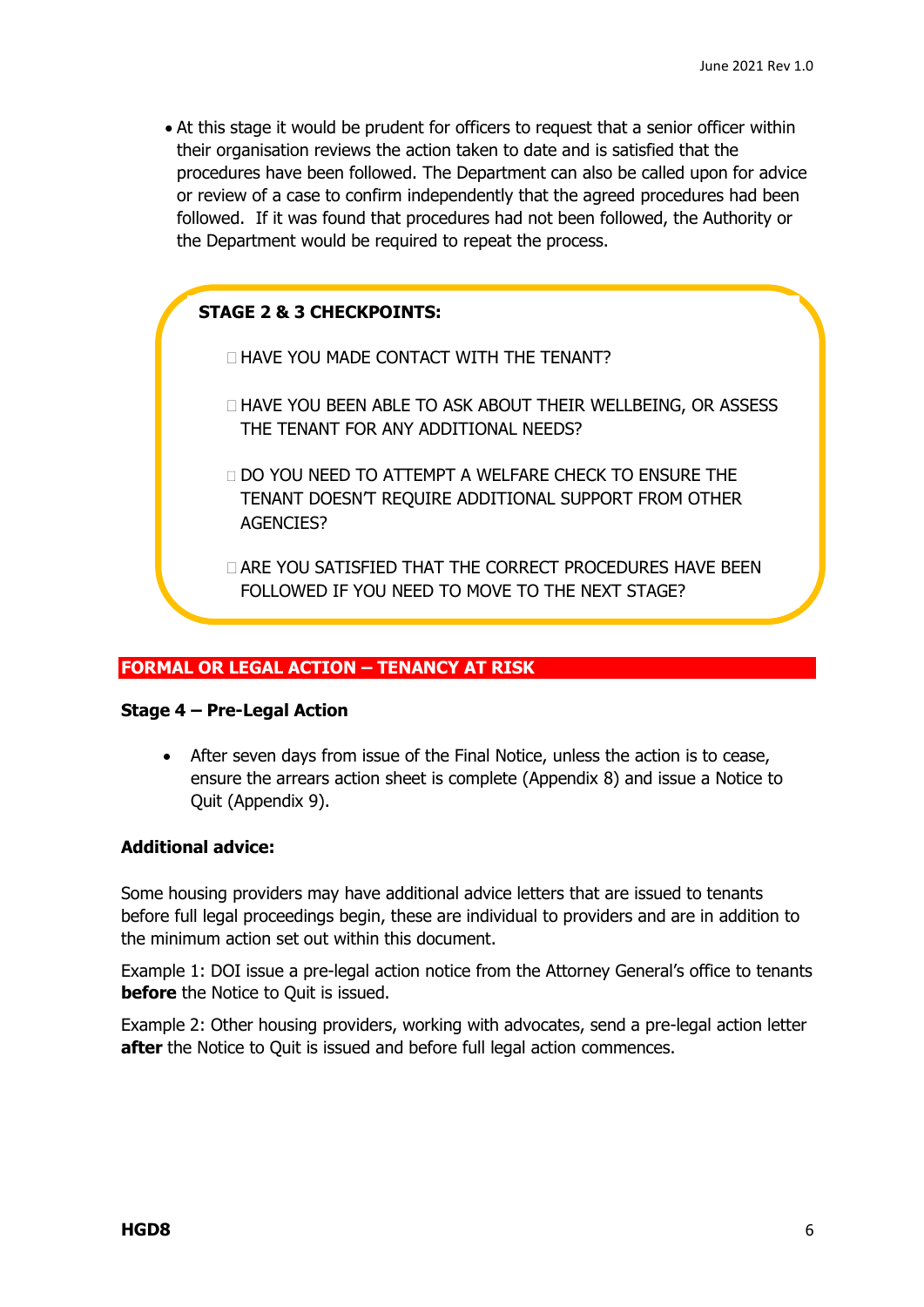- At this stage it would be prudent for officers to request that a senior officer within their organisation reviews the action taken to date and is satisfied that the procedures have been followed. The Department can also be called upon for advice or review of a case to confirm independently that the agreed procedures had been followed. If it was found that procedures had not been followed, the Authority or the Department would be required to repeat the process.

**STAGE 2 & 3 CHECKPOINTS:**

- ☐ HAVE YOU MADE CONTACT WITH THE TENANT?
- ☐ HAVE YOU BEEN ABLE TO ASK ABOUT THEIR WELLBEING, OR ASSESS THE TENANT FOR ANY ADDITIONAL NEEDS?
- ☐ DO YOU NEED TO ATTEMPT A WELFARE CHECK TO ENSURE THE TENANT DOESN'T REQUIRE ADDITIONAL SUPPORT FROM OTHER AGENCIES?
- ☐ ARE YOU SATISFIED THAT THE CORRECT PROCEDURES HAVE BEEN FOLLOWED IF YOU NEED TO MOVE TO THE NEXT STAGE?

## FORMAL OR LEGAL ACTION – TENANCY AT RISK

### Stage 4 – Pre-Legal Action

- After seven days from issue of the Final Notice, unless the action is to cease, ensure the arrears action sheet is complete (Appendix 8) and issue a Notice to Quit (Appendix 9).

**Additional advice:**

Some housing providers may have additional advice letters that are issued to tenants before full legal proceedings begin, these are individual to providers and are in addition to the minimum action set out within this document.

Example 1: DOI issue a pre-legal action notice from the Attorney General's office to tenants **before** the Notice to Quit is issued.

Example 2: Other housing providers, working with advocates, send a pre-legal action letter **after** the Notice to Quit is issued and before full legal action commences.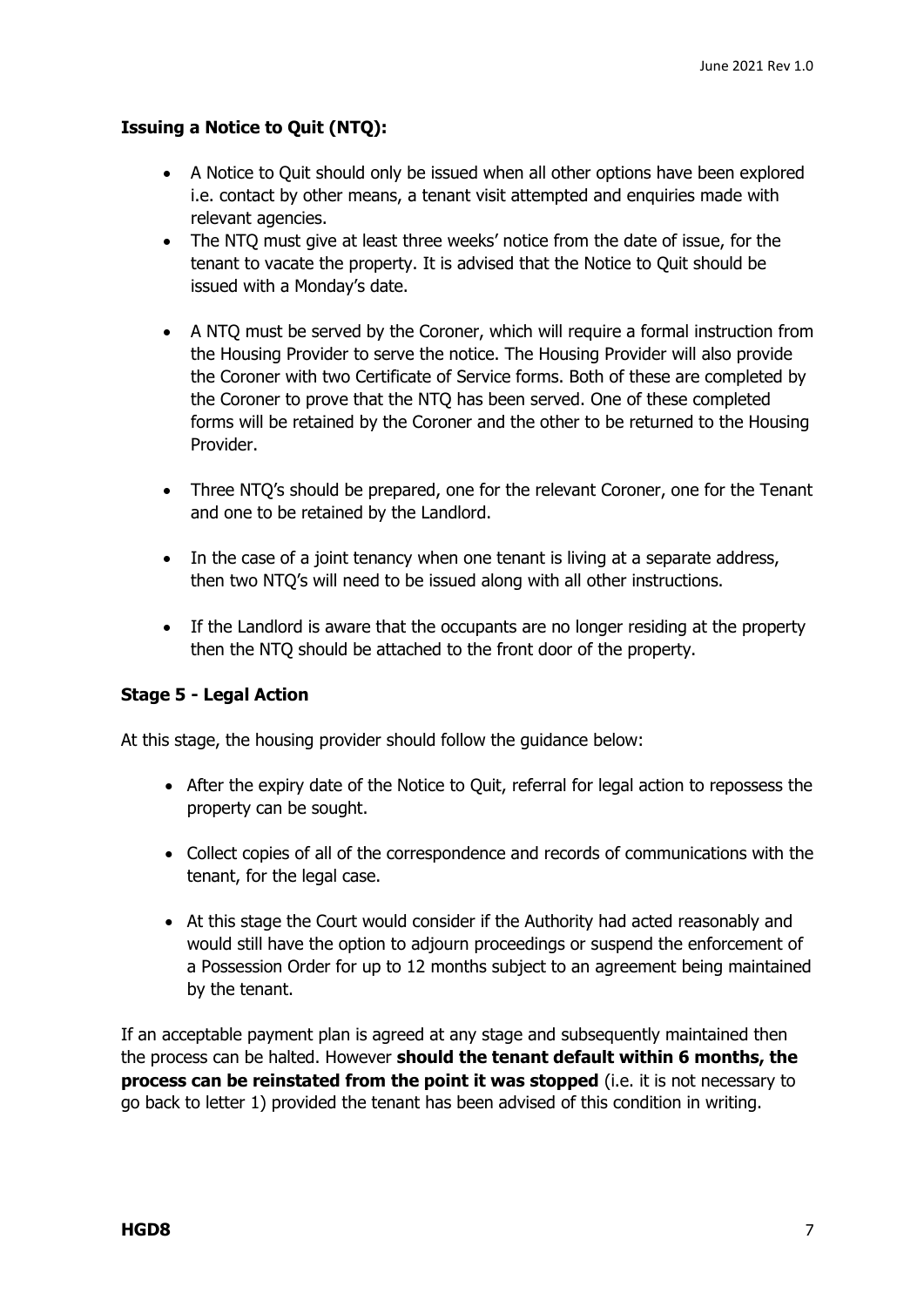**Issuing a Notice to Quit (NTQ):**

- A Notice to Quit should only be issued when all other options have been explored i.e. contact by other means, a tenant visit attempted and enquiries made with relevant agencies.
- The NTQ must give at least three weeks' notice from the date of issue, for the tenant to vacate the property. It is advised that the Notice to Quit should be issued with a Monday's date.
- A NTQ must be served by the Coroner, which will require a formal instruction from the Housing Provider to serve the notice. The Housing Provider will also provide the Coroner with two Certificate of Service forms. Both of these are completed by the Coroner to prove that the NTQ has been served. One of these completed forms will be retained by the Coroner and the other to be returned to the Housing Provider.
- Three NTQ's should be prepared, one for the relevant Coroner, one for the Tenant and one to be retained by the Landlord.
- In the case of a joint tenancy when one tenant is living at a separate address, then two NTQ's will need to be issued along with all other instructions.
- If the Landlord is aware that the occupants are no longer residing at the property then the NTQ should be attached to the front door of the property.

**Stage 5 - Legal Action**

At this stage, the housing provider should follow the guidance below:

- After the expiry date of the Notice to Quit, referral for legal action to repossess the property can be sought.
- Collect copies of all of the correspondence and records of communications with the tenant, for the legal case.
- At this stage the Court would consider if the Authority had acted reasonably and would still have the option to adjourn proceedings or suspend the enforcement of a Possession Order for up to 12 months subject to an agreement being maintained by the tenant.

If an acceptable payment plan is agreed at any stage and subsequently maintained then the process can be halted. However **should the tenant default within 6 months, the process can be reinstated from the point it was stopped** (i.e. it is not necessary to go back to letter 1) provided the tenant has been advised of this condition in writing.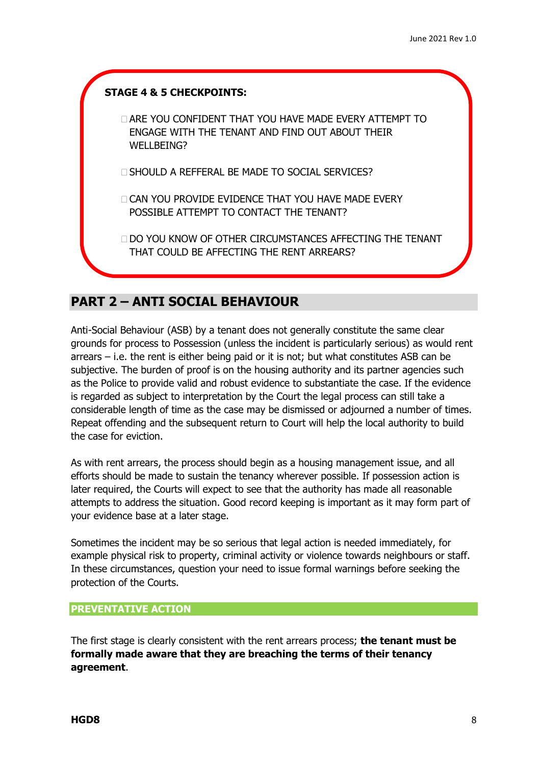**STAGE 4 & 5 CHECKPOINTS:**

- ARE YOU CONFIDENT THAT YOU HAVE MADE EVERY ATTEMPT TO ENGAGE WITH THE TENANT AND FIND OUT ABOUT THEIR WELLBEING?
- SHOULD A REFFERAL BE MADE TO SOCIAL SERVICES?
- CAN YOU PROVIDE EVIDENCE THAT YOU HAVE MADE EVERY POSSIBLE ATTEMPT TO CONTACT THE TENANT?
- DO YOU KNOW OF OTHER CIRCUMSTANCES AFFECTING THE TENANT THAT COULD BE AFFECTING THE RENT ARREARS?

## PART 2 – ANTI SOCIAL BEHAVIOUR

Anti-Social Behaviour (ASB) by a tenant does not generally constitute the same clear grounds for process to Possession (unless the incident is particularly serious) as would rent arrears – i.e. the rent is either being paid or it is not; but what constitutes ASB can be subjective. The burden of proof is on the housing authority and its partner agencies such as the Police to provide valid and robust evidence to substantiate the case. If the evidence is regarded as subject to interpretation by the Court the legal process can still take a considerable length of time as the case may be dismissed or adjourned a number of times. Repeat offending and the subsequent return to Court will help the local authority to build the case for eviction.

As with rent arrears, the process should begin as a housing management issue, and all efforts should be made to sustain the tenancy wherever possible. If possession action is later required, the Courts will expect to see that the authority has made all reasonable attempts to address the situation. Good record keeping is important as it may form part of your evidence base at a later stage.

Sometimes the incident may be so serious that legal action is needed immediately, for example physical risk to property, criminal activity or violence towards neighbours or staff. In these circumstances, question your need to issue formal warnings before seeking the protection of the Courts.

### PREVENTATIVE ACTION

The first stage is clearly consistent with the rent arrears process; **the tenant must be formally made aware that they are breaching the terms of their tenancy agreement**.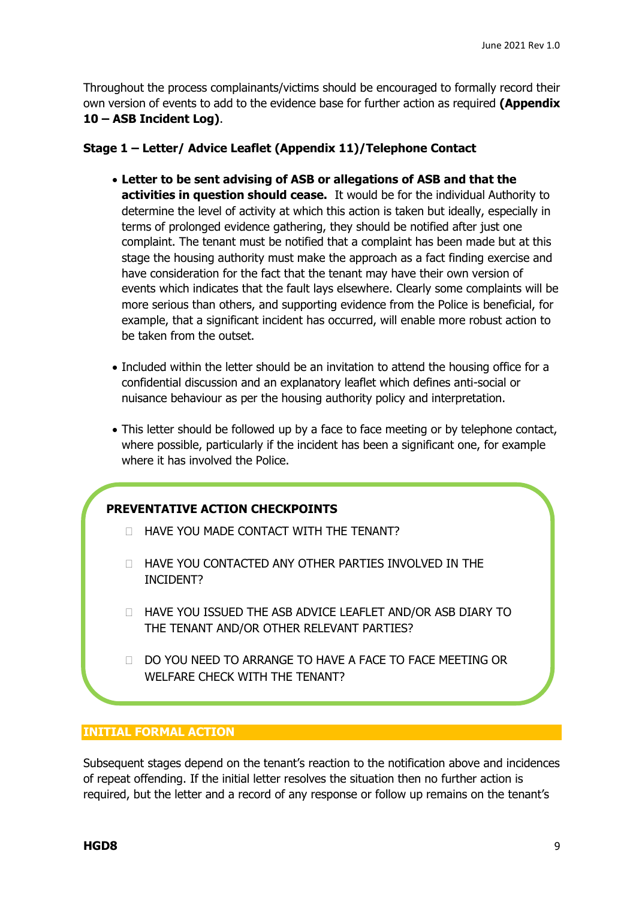Throughout the process complainants/victims should be encouraged to formally record their own version of events to add to the evidence base for further action as required **(Appendix 10 – ASB Incident Log)**.

**Stage 1 – Letter/ Advice Leaflet (Appendix 11)/Telephone Contact**

- **Letter to be sent advising of ASB or allegations of ASB and that the activities in question should cease.** It would be for the individual Authority to determine the level of activity at which this action is taken but ideally, especially in terms of prolonged evidence gathering, they should be notified after just one complaint. The tenant must be notified that a complaint has been made but at this stage the housing authority must make the approach as a fact finding exercise and have consideration for the fact that the tenant may have their own version of events which indicates that the fault lays elsewhere. Clearly some complaints will be more serious than others, and supporting evidence from the Police is beneficial, for example, that a significant incident has occurred, will enable more robust action to be taken from the outset.

- Included within the letter should be an invitation to attend the housing office for a confidential discussion and an explanatory leaflet which defines anti-social or nuisance behaviour as per the housing authority policy and interpretation.

- This letter should be followed up by a face to face meeting or by telephone contact, where possible, particularly if the incident has been a significant one, for example where it has involved the Police.

**PREVENTATIVE ACTION CHECKPOINTS**

- HAVE YOU MADE CONTACT WITH THE TENANT?
- HAVE YOU CONTACTED ANY OTHER PARTIES INVOLVED IN THE INCIDENT?
- HAVE YOU ISSUED THE ASB ADVICE LEAFLET AND/OR ASB DIARY TO THE TENANT AND/OR OTHER RELEVANT PARTIES?
- DO YOU NEED TO ARRANGE TO HAVE A FACE TO FACE MEETING OR WELFARE CHECK WITH THE TENANT?

## INITIAL FORMAL ACTION

Subsequent stages depend on the tenant's reaction to the notification above and incidences of repeat offending. If the initial letter resolves the situation then no further action is required, but the letter and a record of any response or follow up remains on the tenant's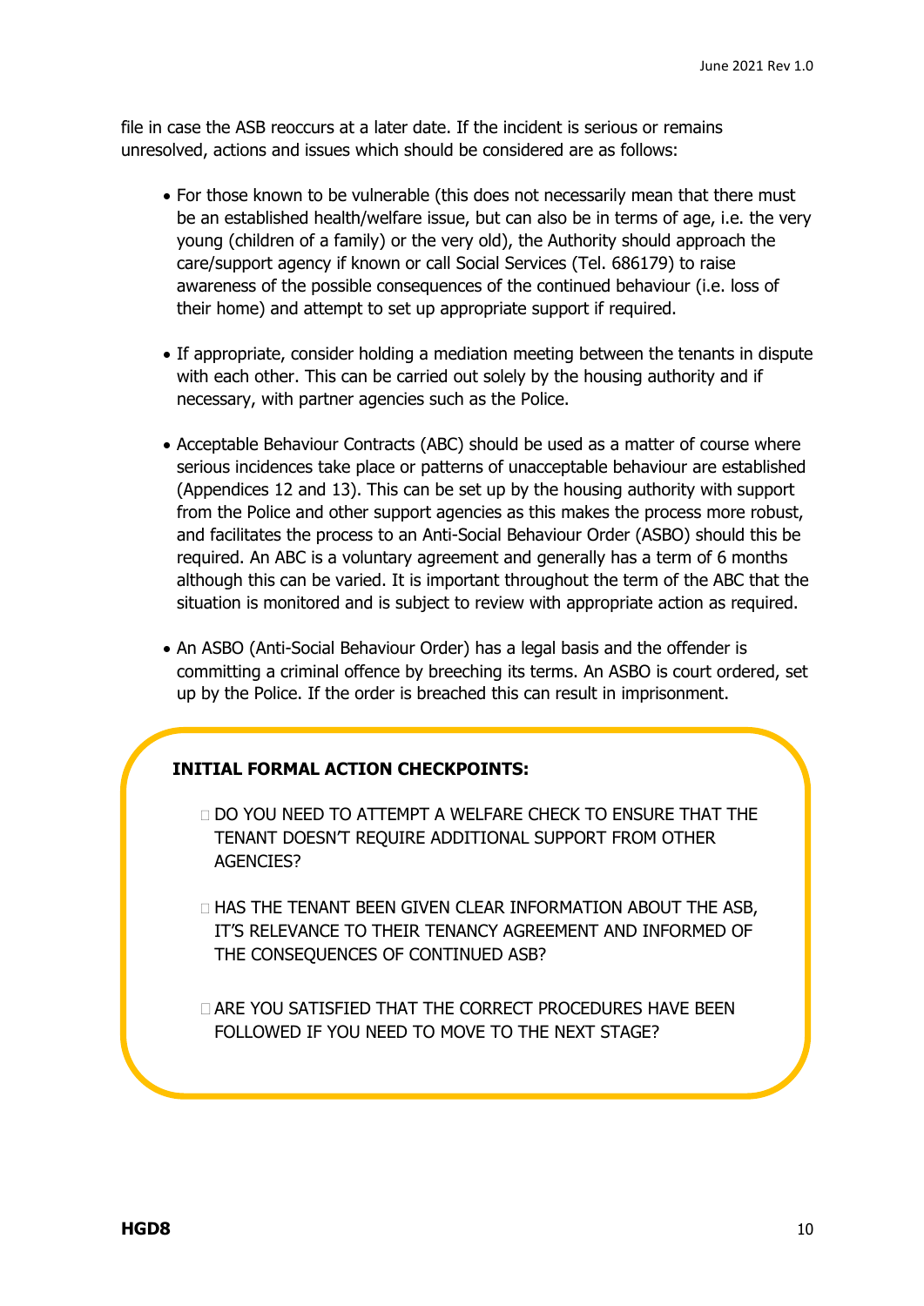file in case the ASB reoccurs at a later date. If the incident is serious or remains unresolved, actions and issues which should be considered are as follows:

- For those known to be vulnerable (this does not necessarily mean that there must be an established health/welfare issue, but can also be in terms of age, i.e. the very young (children of a family) or the very old), the Authority should approach the care/support agency if known or call Social Services (Tel. 686179) to raise awareness of the possible consequences of the continued behaviour (i.e. loss of their home) and attempt to set up appropriate support if required.

- If appropriate, consider holding a mediation meeting between the tenants in dispute with each other. This can be carried out solely by the housing authority and if necessary, with partner agencies such as the Police.

- Acceptable Behaviour Contracts (ABC) should be used as a matter of course where serious incidences take place or patterns of unacceptable behaviour are established (Appendices 12 and 13). This can be set up by the housing authority with support from the Police and other support agencies as this makes the process more robust, and facilitates the process to an Anti-Social Behaviour Order (ASBO) should this be required. An ABC is a voluntary agreement and generally has a term of 6 months although this can be varied. It is important throughout the term of the ABC that the situation is monitored and is subject to review with appropriate action as required.

- An ASBO (Anti-Social Behaviour Order) has a legal basis and the offender is committing a criminal offence by breeching its terms. An ASBO is court ordered, set up by the Police. If the order is breached this can result in imprisonment.

**INITIAL FORMAL ACTION CHECKPOINTS:**

- DO YOU NEED TO ATTEMPT A WELFARE CHECK TO ENSURE THAT THE TENANT DOESN'T REQUIRE ADDITIONAL SUPPORT FROM OTHER AGENCIES?

- HAS THE TENANT BEEN GIVEN CLEAR INFORMATION ABOUT THE ASB, IT'S RELEVANCE TO THEIR TENANCY AGREEMENT AND INFORMED OF THE CONSEQUENCES OF CONTINUED ASB?

- ARE YOU SATISFIED THAT THE CORRECT PROCEDURES HAVE BEEN FOLLOWED IF YOU NEED TO MOVE TO THE NEXT STAGE?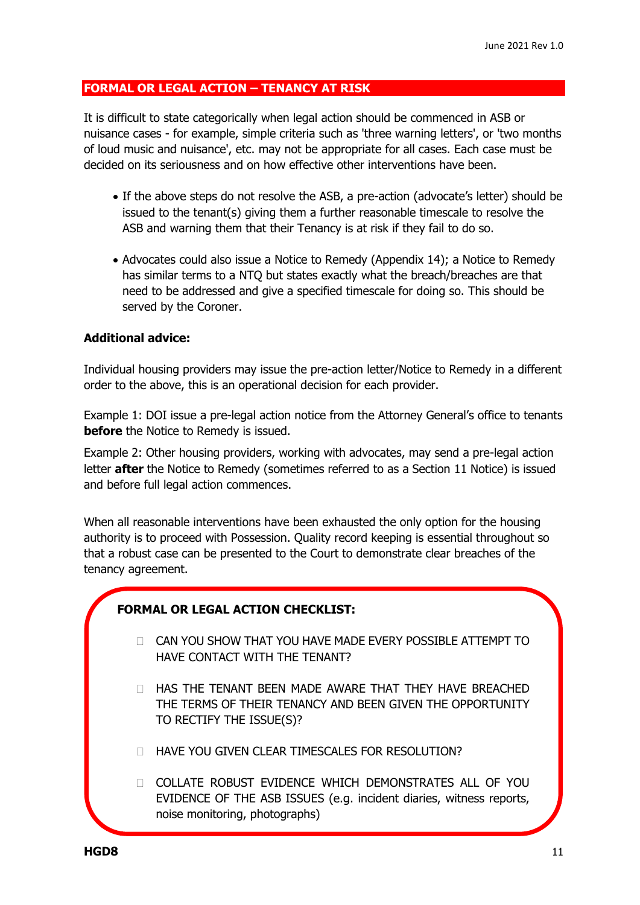## FORMAL OR LEGAL ACTION – TENANCY AT RISK

It is difficult to state categorically when legal action should be commenced in ASB or nuisance cases - for example, simple criteria such as 'three warning letters', or 'two months of loud music and nuisance', etc. may not be appropriate for all cases. Each case must be decided on its seriousness and on how effective other interventions have been.

- If the above steps do not resolve the ASB, a pre-action (advocate's letter) should be issued to the tenant(s) giving them a further reasonable timescale to resolve the ASB and warning them that their Tenancy is at risk if they fail to do so.

- Advocates could also issue a Notice to Remedy (Appendix 14); a Notice to Remedy has similar terms to a NTQ but states exactly what the breach/breaches are that need to be addressed and give a specified timescale for doing so. This should be served by the Coroner.

**Additional advice:**

Individual housing providers may issue the pre-action letter/Notice to Remedy in a different order to the above, this is an operational decision for each provider.

Example 1: DOI issue a pre-legal action notice from the Attorney General's office to tenants **before** the Notice to Remedy is issued.

Example 2: Other housing providers, working with advocates, may send a pre-legal action letter **after** the Notice to Remedy (sometimes referred to as a Section 11 Notice) is issued and before full legal action commences.

When all reasonable interventions have been exhausted the only option for the housing authority is to proceed with Possession. Quality record keeping is essential throughout so that a robust case can be presented to the Court to demonstrate clear breaches of the tenancy agreement.

**FORMAL OR LEGAL ACTION CHECKLIST:**

- ☐ CAN YOU SHOW THAT YOU HAVE MADE EVERY POSSIBLE ATTEMPT TO HAVE CONTACT WITH THE TENANT?
- ☐ HAS THE TENANT BEEN MADE AWARE THAT THEY HAVE BREACHED THE TERMS OF THEIR TENANCY AND BEEN GIVEN THE OPPORTUNITY TO RECTIFY THE ISSUE(S)?
- ☐ HAVE YOU GIVEN CLEAR TIMESCALES FOR RESOLUTION?
- ☐ COLLATE ROBUST EVIDENCE WHICH DEMONSTRATES ALL OF YOU EVIDENCE OF THE ASB ISSUES (e.g. incident diaries, witness reports, noise monitoring, photographs)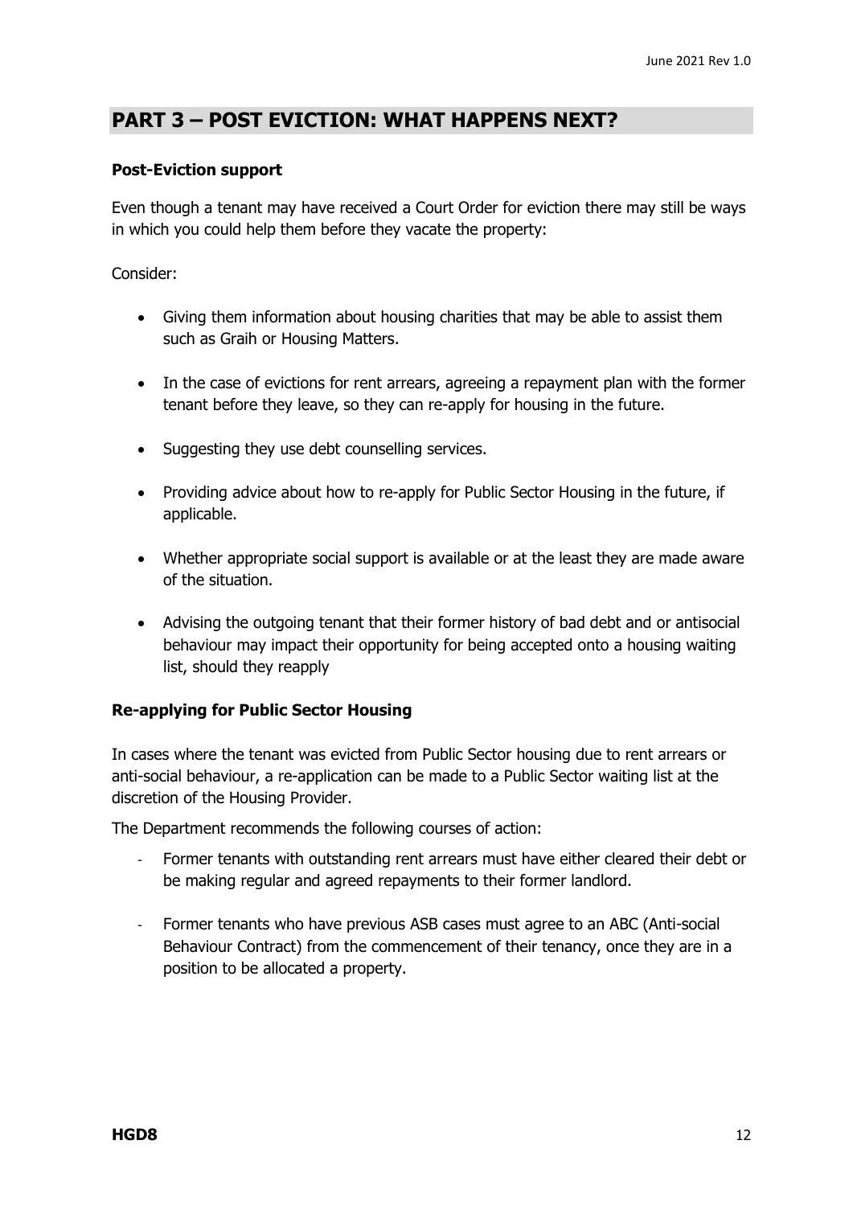## PART 3 – POST EVICTION: WHAT HAPPENS NEXT?

**Post-Eviction support**

Even though a tenant may have received a Court Order for eviction there may still be ways in which you could help them before they vacate the property:

Consider:

- Giving them information about housing charities that may be able to assist them such as Graih or Housing Matters.
- In the case of evictions for rent arrears, agreeing a repayment plan with the former tenant before they leave, so they can re-apply for housing in the future.
- Suggesting they use debt counselling services.
- Providing advice about how to re-apply for Public Sector Housing in the future, if applicable.
- Whether appropriate social support is available or at the least they are made aware of the situation.
- Advising the outgoing tenant that their former history of bad debt and or antisocial behaviour may impact their opportunity for being accepted onto a housing waiting list, should they reapply

**Re-applying for Public Sector Housing**

In cases where the tenant was evicted from Public Sector housing due to rent arrears or anti-social behaviour, a re-application can be made to a Public Sector waiting list at the discretion of the Housing Provider.

The Department recommends the following courses of action:

- Former tenants with outstanding rent arrears must have either cleared their debt or be making regular and agreed repayments to their former landlord.
- Former tenants who have previous ASB cases must agree to an ABC (Anti-social Behaviour Contract) from the commencement of their tenancy, once they are in a position to be allocated a property.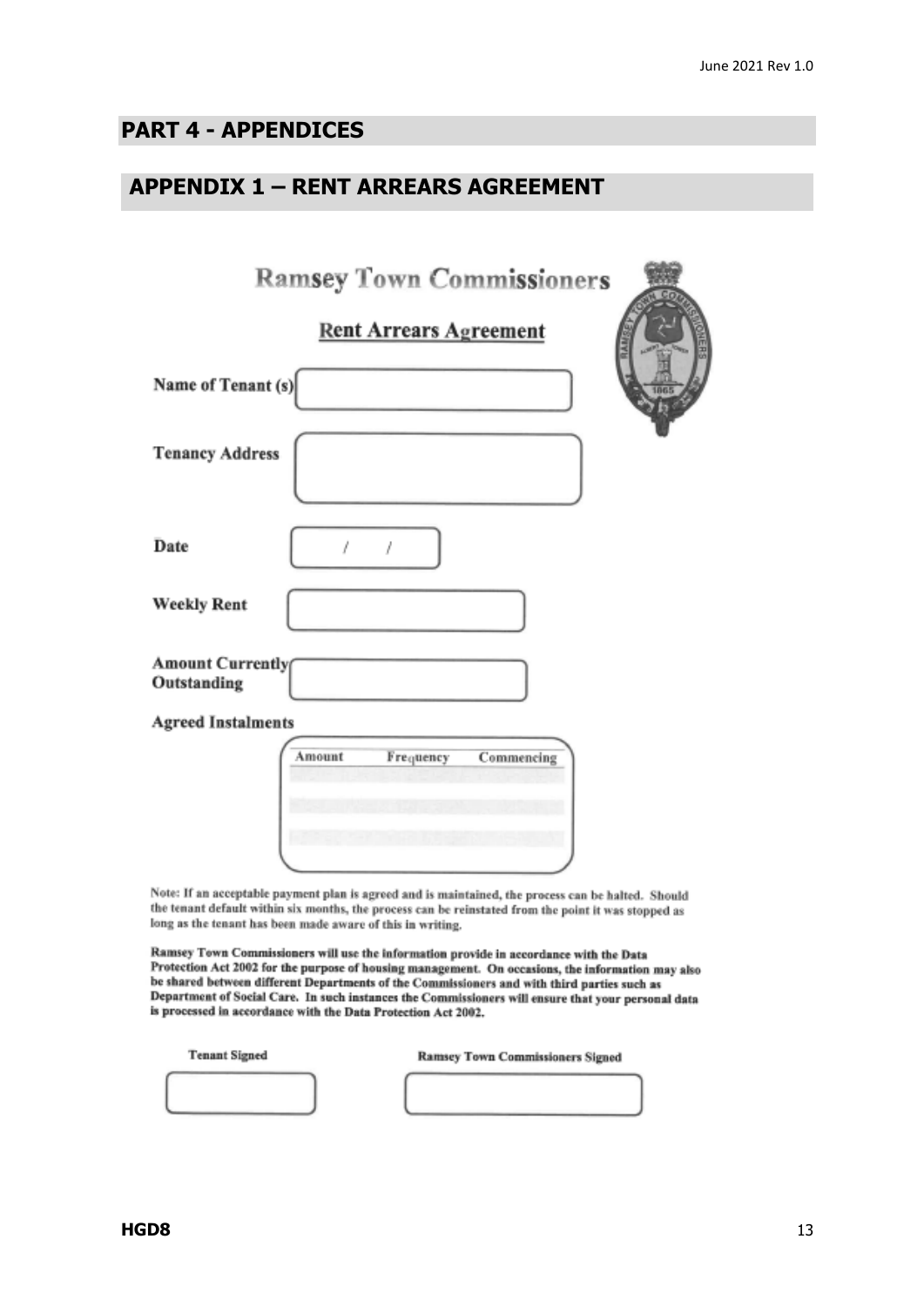## PART 4 - APPENDICES

## APPENDIX 1 – RENT ARREARS AGREEMENT

**Ramsey Town Commissioners**

**Rent Arrears Agreement**

**Name of Tenant (s)**

**Tenancy Address**

**Date** / /

**Weekly Rent**

**Amount Currently Outstanding**

**Agreed Instalments**

| Amount | Frequency | Commencing |
| --- | --- | --- |
| | | |
| | | |
| | | |

Note: If an acceptable payment plan is agreed and is maintained, the process can be halted. Should the tenant default within six months, the process can be reinstated from the point it was stopped as long as the tenant has been made aware of this in writing.

**Ramsey Town Commissioners will use the information provide in accordance with the Data Protection Act 2002 for the purpose of housing management. On occasions, the information may also be shared between different Departments of the Commissioners and with third parties such as Department of Social Care. In such instances the Commissioners will ensure that your personal data is processed in accordance with the Data Protection Act 2002.**

**Tenant Signed**

**Ramsey Town Commissioners Signed**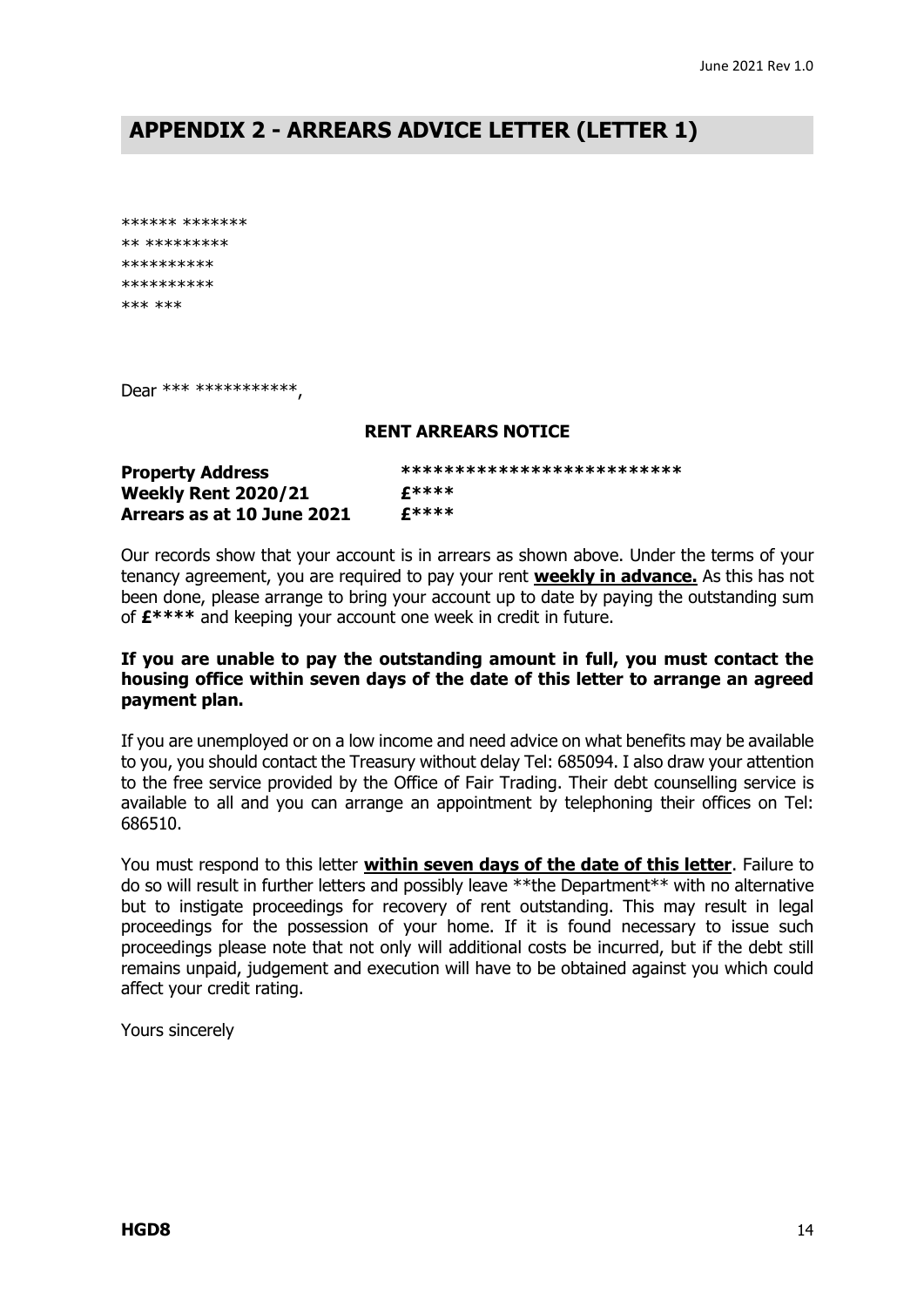## APPENDIX 2 - ARREARS ADVICE LETTER (LETTER 1)

****** *******
** *********
**********
**********
*** ***

Dear *** ***********,

**RENT ARREARS NOTICE**

| | |
|---|---|
| **Property Address** | ************************* |
| **Weekly Rent 2020/21** | **£\*\*\*\*** |
| **Arrears as at 10 June 2021** | **£\*\*\*\*** |

Our records show that your account is in arrears as shown above. Under the terms of your tenancy agreement, you are required to pay your rent **weekly in advance.** As this has not been done, please arrange to bring your account up to date by paying the outstanding sum of **£\*\*\*\*** and keeping your account one week in credit in future.

**If you are unable to pay the outstanding amount in full, you must contact the housing office within seven days of the date of this letter to arrange an agreed payment plan.**

If you are unemployed or on a low income and need advice on what benefits may be available to you, you should contact the Treasury without delay Tel: 685094. I also draw your attention to the free service provided by the Office of Fair Trading. Their debt counselling service is available to all and you can arrange an appointment by telephoning their offices on Tel: 686510.

You must respond to this letter **within seven days of the date of this letter**. Failure to do so will result in further letters and possibly leave **the Department** with no alternative but to instigate proceedings for recovery of rent outstanding. This may result in legal proceedings for the possession of your home. If it is found necessary to issue such proceedings please note that not only will additional costs be incurred, but if the debt still remains unpaid, judgement and execution will have to be obtained against you which could affect your credit rating.

Yours sincerely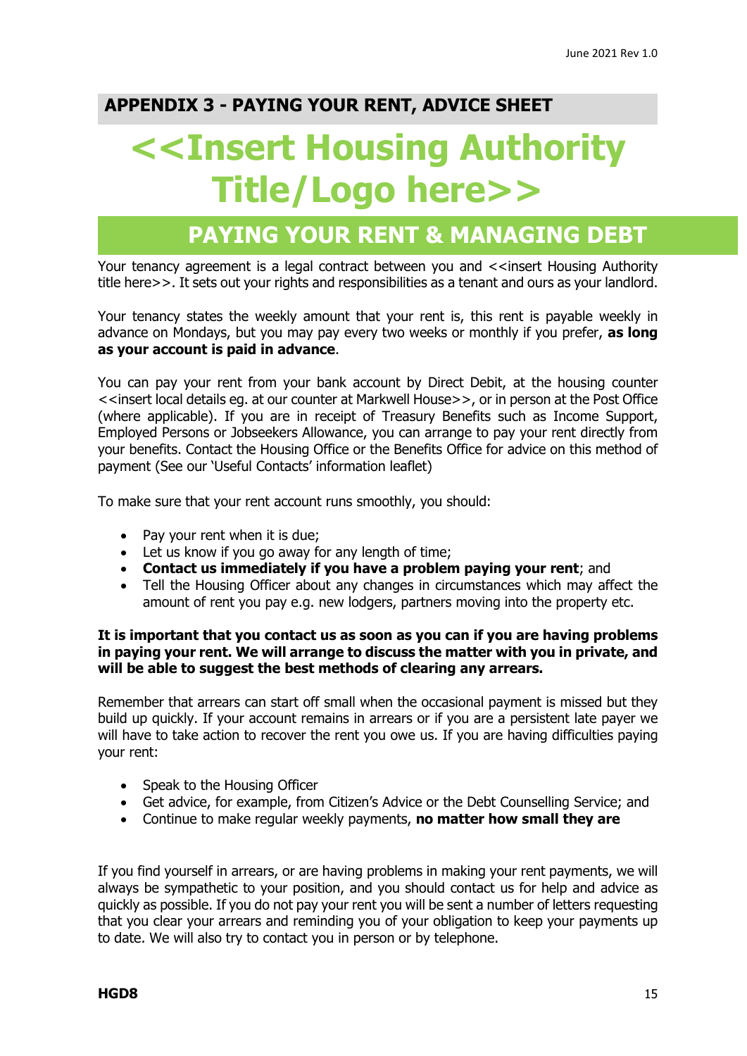## APPENDIX 3 - PAYING YOUR RENT, ADVICE SHEET

# <<Insert Housing Authority Title/Logo here>>

## PAYING YOUR RENT & MANAGING DEBT

Your tenancy agreement is a legal contract between you and <<insert Housing Authority title here>>. It sets out your rights and responsibilities as a tenant and ours as your landlord.

Your tenancy states the weekly amount that your rent is, this rent is payable weekly in advance on Mondays, but you may pay every two weeks or monthly if you prefer, **as long as your account is paid in advance**.

You can pay your rent from your bank account by Direct Debit, at the housing counter <<insert local details eg. at our counter at Markwell House>>, or in person at the Post Office (where applicable). If you are in receipt of Treasury Benefits such as Income Support, Employed Persons or Jobseekers Allowance, you can arrange to pay your rent directly from your benefits. Contact the Housing Office or the Benefits Office for advice on this method of payment (See our 'Useful Contacts' information leaflet)

To make sure that your rent account runs smoothly, you should:

- Pay your rent when it is due;
- Let us know if you go away for any length of time;
- **Contact us immediately if you have a problem paying your rent**; and
- Tell the Housing Officer about any changes in circumstances which may affect the amount of rent you pay e.g. new lodgers, partners moving into the property etc.

**It is important that you contact us as soon as you can if you are having problems in paying your rent. We will arrange to discuss the matter with you in private, and will be able to suggest the best methods of clearing any arrears.**

Remember that arrears can start off small when the occasional payment is missed but they build up quickly. If your account remains in arrears or if you are a persistent late payer we will have to take action to recover the rent you owe us. If you are having difficulties paying your rent:

- Speak to the Housing Officer
- Get advice, for example, from Citizen's Advice or the Debt Counselling Service; and
- Continue to make regular weekly payments, **no matter how small they are**

If you find yourself in arrears, or are having problems in making your rent payments, we will always be sympathetic to your position, and you should contact us for help and advice as quickly as possible. If you do not pay your rent you will be sent a number of letters requesting that you clear your arrears and reminding you of your obligation to keep your payments up to date. We will also try to contact you in person or by telephone.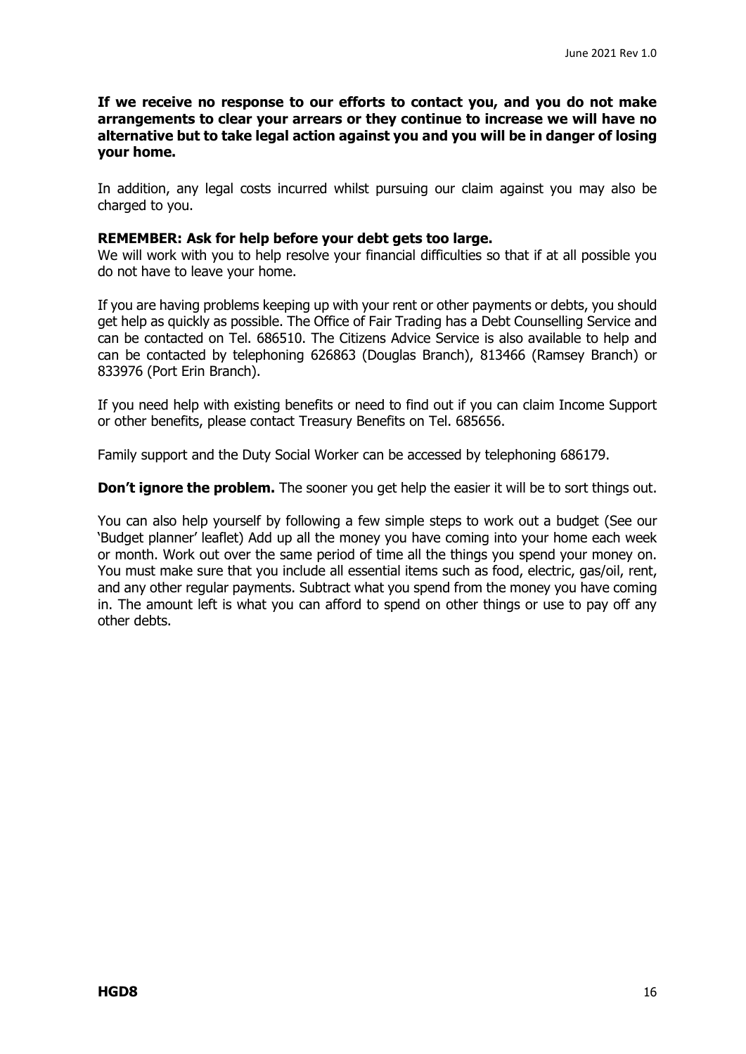**If we receive no response to our efforts to contact you, and you do not make arrangements to clear your arrears or they continue to increase we will have no alternative but to take legal action against you and you will be in danger of losing your home.**

In addition, any legal costs incurred whilst pursuing our claim against you may also be charged to you.

**REMEMBER: Ask for help before your debt gets too large.**
We will work with you to help resolve your financial difficulties so that if at all possible you do not have to leave your home.

If you are having problems keeping up with your rent or other payments or debts, you should get help as quickly as possible. The Office of Fair Trading has a Debt Counselling Service and can be contacted on Tel. 686510. The Citizens Advice Service is also available to help and can be contacted by telephoning 626863 (Douglas Branch), 813466 (Ramsey Branch) or 833976 (Port Erin Branch).

If you need help with existing benefits or need to find out if you can claim Income Support or other benefits, please contact Treasury Benefits on Tel. 685656.

Family support and the Duty Social Worker can be accessed by telephoning 686179.

**Don't ignore the problem.** The sooner you get help the easier it will be to sort things out.

You can also help yourself by following a few simple steps to work out a budget (See our 'Budget planner' leaflet) Add up all the money you have coming into your home each week or month. Work out over the same period of time all the things you spend your money on. You must make sure that you include all essential items such as food, electric, gas/oil, rent, and any other regular payments. Subtract what you spend from the money you have coming in. The amount left is what you can afford to spend on other things or use to pay off any other debts.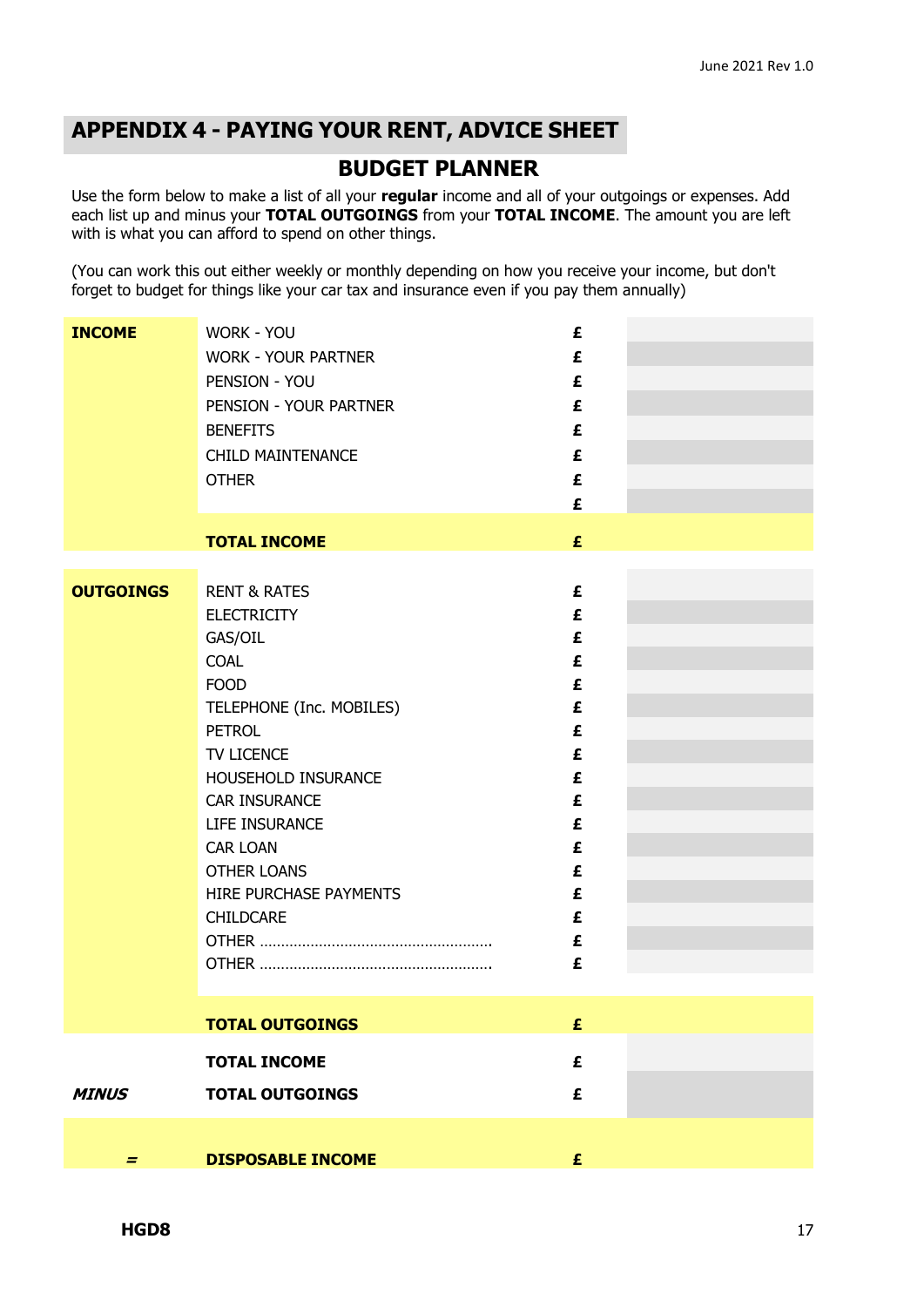## APPENDIX 4 - PAYING YOUR RENT, ADVICE SHEET

### BUDGET PLANNER

Use the form below to make a list of all your **regular** income and all of your outgoings or expenses. Add each list up and minus your **TOTAL OUTGOINGS** from your **TOTAL INCOME**. The amount you are left with is what you can afford to spend on other things.

(You can work this out either weekly or monthly depending on how you receive your income, but don't forget to budget for things like your car tax and insurance even if you pay them annually)

| | | | |
|---|---|---|---|
| **INCOME** | WORK - YOU | £ | |
| | WORK - YOUR PARTNER | £ | |
| | PENSION - YOU | £ | |
| | PENSION - YOUR PARTNER | £ | |
| | BENEFITS | £ | |
| | CHILD MAINTENANCE | £ | |
| | OTHER | £ | |
| | | £ | |
| | **TOTAL INCOME** | £ | |
| **OUTGOINGS** | RENT & RATES | £ | |
| | ELECTRICITY | £ | |
| | GAS/OIL | £ | |
| | COAL | £ | |
| | FOOD | £ | |
| | TELEPHONE (Inc. MOBILES) | £ | |
| | PETROL | £ | |
| | TV LICENCE | £ | |
| | HOUSEHOLD INSURANCE | £ | |
| | CAR INSURANCE | £ | |
| | LIFE INSURANCE | £ | |
| | CAR LOAN | £ | |
| | OTHER LOANS | £ | |
| | HIRE PURCHASE PAYMENTS | £ | |
| | CHILDCARE | £ | |
| | OTHER ……………………………………………… | £ | |
| | OTHER ……………………………………………… | £ | |
| | **TOTAL OUTGOINGS** | £ | |
| | **TOTAL INCOME** | £ | |
| ***MINUS*** | **TOTAL OUTGOINGS** | £ | |
| **=** | **DISPOSABLE INCOME** | £ | |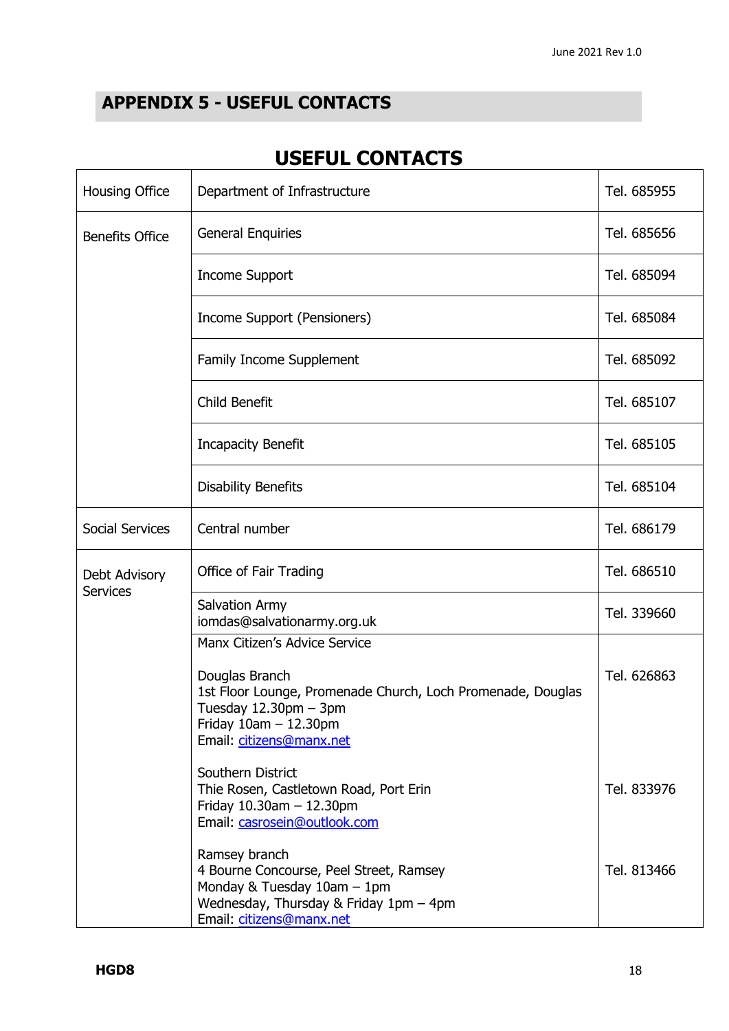## APPENDIX 5 - USEFUL CONTACTS

# USEFUL CONTACTS

| | | |
|---|---|---|
| Housing Office | Department of Infrastructure | Tel. 685955 |
| Benefits Office | General Enquiries | Tel. 685656 |
| | Income Support | Tel. 685094 |
| | Income Support (Pensioners) | Tel. 685084 |
| | Family Income Supplement | Tel. 685092 |
| | Child Benefit | Tel. 685107 |
| | Incapacity Benefit | Tel. 685105 |
| | Disability Benefits | Tel. 685104 |
| Social Services | Central number | Tel. 686179 |
| Debt Advisory Services | Office of Fair Trading | Tel. 686510 |
| | Salvation Army<br>iomdas@salvationarmy.org.uk | Tel. 339660 |
| | Manx Citizen's Advice Service<br><br>Douglas Branch<br>1st Floor Lounge, Promenade Church, Loch Promenade, Douglas<br>Tuesday 12.30pm – 3pm<br>Friday 10am – 12.30pm<br>Email: citizens@manx.net | Tel. 626863 |
| | Southern District<br>Thie Rosen, Castletown Road, Port Erin<br>Friday 10.30am – 12.30pm<br>Email: casrosein@outlook.com | Tel. 833976 |
| | Ramsey branch<br>4 Bourne Concourse, Peel Street, Ramsey<br>Monday & Tuesday 10am – 1pm<br>Wednesday, Thursday & Friday 1pm – 4pm<br>Email: citizens@manx.net | Tel. 813466 |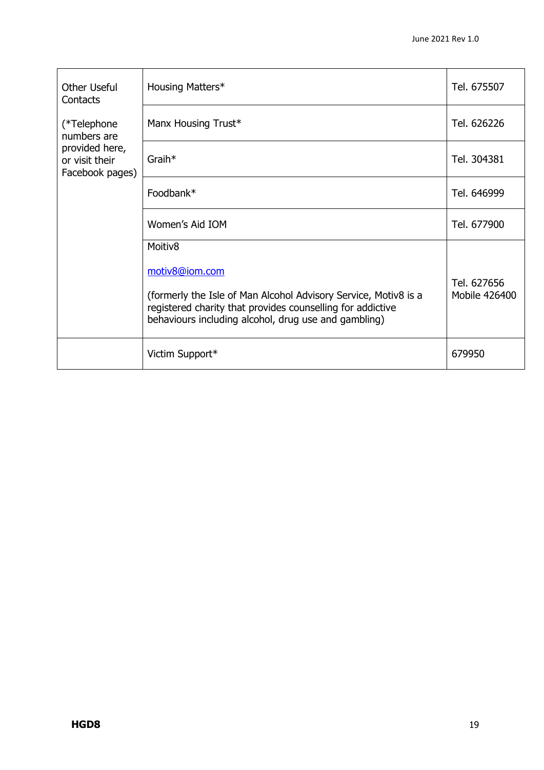| Other Useful Contacts (*Telephone numbers are provided here, or visit their Facebook pages) | Housing Matters* | Tel. 675507 |
|---|---|---|
| | Manx Housing Trust* | Tel. 626226 |
| | Graih* | Tel. 304381 |
| | Foodbank* | Tel. 646999 |
| | Women's Aid IOM | Tel. 677900 |
| | Moitiv8<br><br>[motiv8@iom.com](mailto:motiv8@iom.com)<br><br>(formerly the Isle of Man Alcohol Advisory Service, Motiv8 is a registered charity that provides counselling for addictive behaviours including alcohol, drug use and gambling) | Tel. 627656<br>Mobile 426400 |
| | Victim Support* | 679950 |

**HGD8**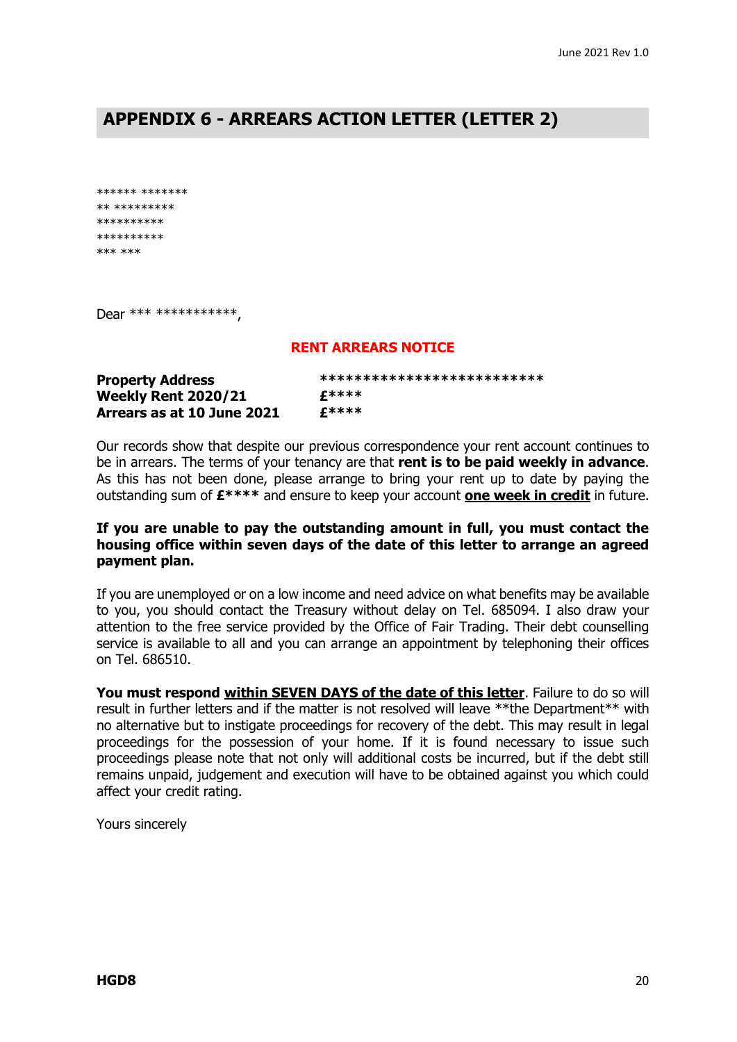## APPENDIX 6 - ARREARS ACTION LETTER (LETTER 2)

****** *******
** *********
**********
**********
*** ***

Dear *** ***********,

**RENT ARREARS NOTICE**

| | |
|---|---|
| **Property Address** | **************************** |
| **Weekly Rent 2020/21** | **£****** |
| **Arrears as at 10 June 2021** | **£****** |

Our records show that despite our previous correspondence your rent account continues to be in arrears. The terms of your tenancy are that **rent is to be paid weekly in advance**. As this has not been done, please arrange to bring your rent up to date by paying the outstanding sum of **£**** and ensure to keep your account **<u>one week in credit</u>** in future.

**If you are unable to pay the outstanding amount in full, you must contact the housing office within seven days of the date of this letter to arrange an agreed payment plan.**

If you are unemployed or on a low income and need advice on what benefits may be available to you, you should contact the Treasury without delay on Tel. 685094. I also draw your attention to the free service provided by the Office of Fair Trading. Their debt counselling service is available to all and you can arrange an appointment by telephoning their offices on Tel. 686510.

**You must respond <u>within SEVEN DAYS of the date of this letter</u>**. Failure to do so will result in further letters and if the matter is not resolved will leave **the Department** with no alternative but to instigate proceedings for recovery of the debt. This may result in legal proceedings for the possession of your home. If it is found necessary to issue such proceedings please note that not only will additional costs be incurred, but if the debt still remains unpaid, judgement and execution will have to be obtained against you which could affect your credit rating.

Yours sincerely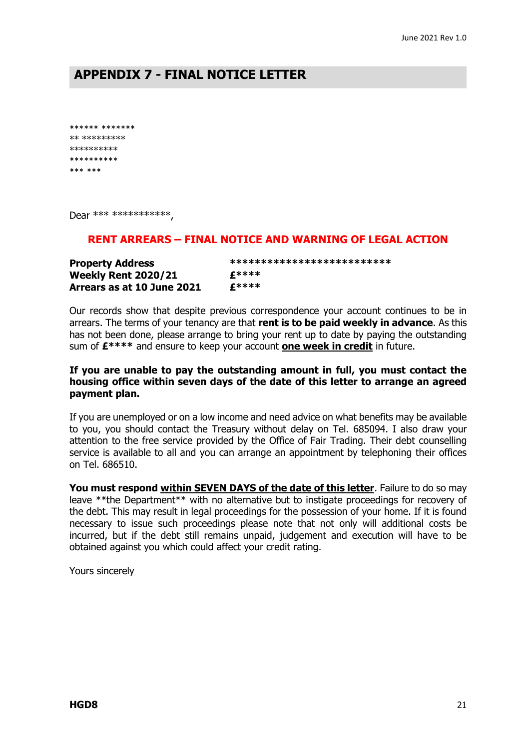# APPENDIX 7 - FINAL NOTICE LETTER

****** *******
** *********
**********
**********
*** ***

Dear *** ***********,

## RENT ARREARS – FINAL NOTICE AND WARNING OF LEGAL ACTION

| | |
|---|---|
| **Property Address** | **************************** |
| **Weekly Rent 2020/21** | **£**** ** |
| **Arrears as at 10 June 2021** | **£**** ** |

Our records show that despite previous correspondence your account continues to be in arrears. The terms of your tenancy are that **rent is to be paid weekly in advance**. As this has not been done, please arrange to bring your rent up to date by paying the outstanding sum of **£****** and ensure to keep your account **one week in credit** in future.

**If you are unable to pay the outstanding amount in full, you must contact the housing office within seven days of the date of this letter to arrange an agreed payment plan.**

If you are unemployed or on a low income and need advice on what benefits may be available to you, you should contact the Treasury without delay on Tel. 685094. I also draw your attention to the free service provided by the Office of Fair Trading. Their debt counselling service is available to all and you can arrange an appointment by telephoning their offices on Tel. 686510.

**You must respond within SEVEN DAYS of the date of this letter**. Failure to do so may leave **the Department** with no alternative but to instigate proceedings for recovery of the debt. This may result in legal proceedings for the possession of your home. If it is found necessary to issue such proceedings please note that not only will additional costs be incurred, but if the debt still remains unpaid, judgement and execution will have to be obtained against you which could affect your credit rating.

Yours sincerely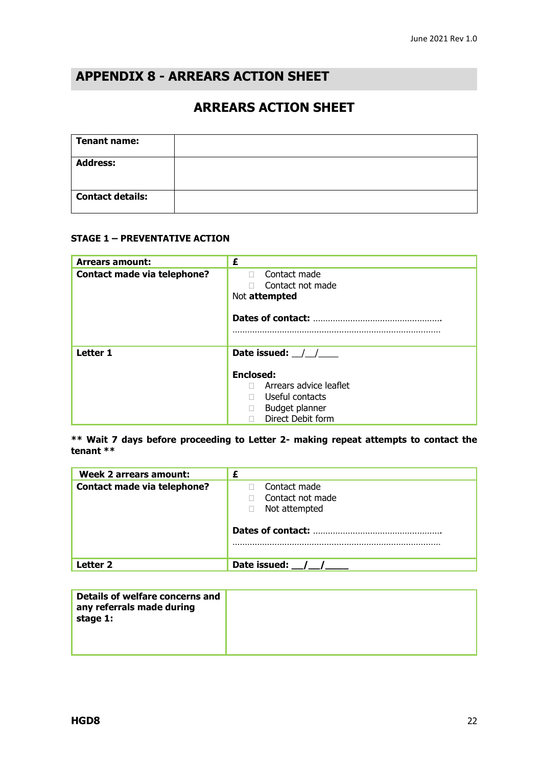## APPENDIX 8 - ARREARS ACTION SHEET

### ARREARS ACTION SHEET

| **Tenant name:** | |
|---|---|
| **Address:** | |
| **Contact details:** | |

**STAGE 1 – PREVENTATIVE ACTION**

| **Arrears amount:** | **£** |
|---|---|
| **Contact made via telephone?** | ☐ Contact made<br>☐ Contact not made<br>Not **attempted**<br><br>**Dates of contact:** ……………………………………………<br>………………………………………………………………… |
| **Letter 1** | **Date issued:** \_\_/\_\_/\_\_\_\_<br><br>**Enclosed:**<br>☐ Arrears advice leaflet<br>☐ Useful contacts<br>☐ Budget planner<br>☐ Direct Debit form |

**** Wait 7 days before proceeding to Letter 2- making repeat attempts to contact the tenant ****

| **Week 2 arrears amount:** | **£** |
|---|---|
| **Contact made via telephone?** | ☐ Contact made<br>☐ Contact not made<br>☐ Not attempted<br><br>**Dates of contact:** ……………………………………………<br>………………………………………………………………… |
| **Letter 2** | **Date issued: \_\_/\_\_/\_\_\_\_** |

| **Details of welfare concerns and any referrals made during stage 1:** | |
|---|---|

HGD8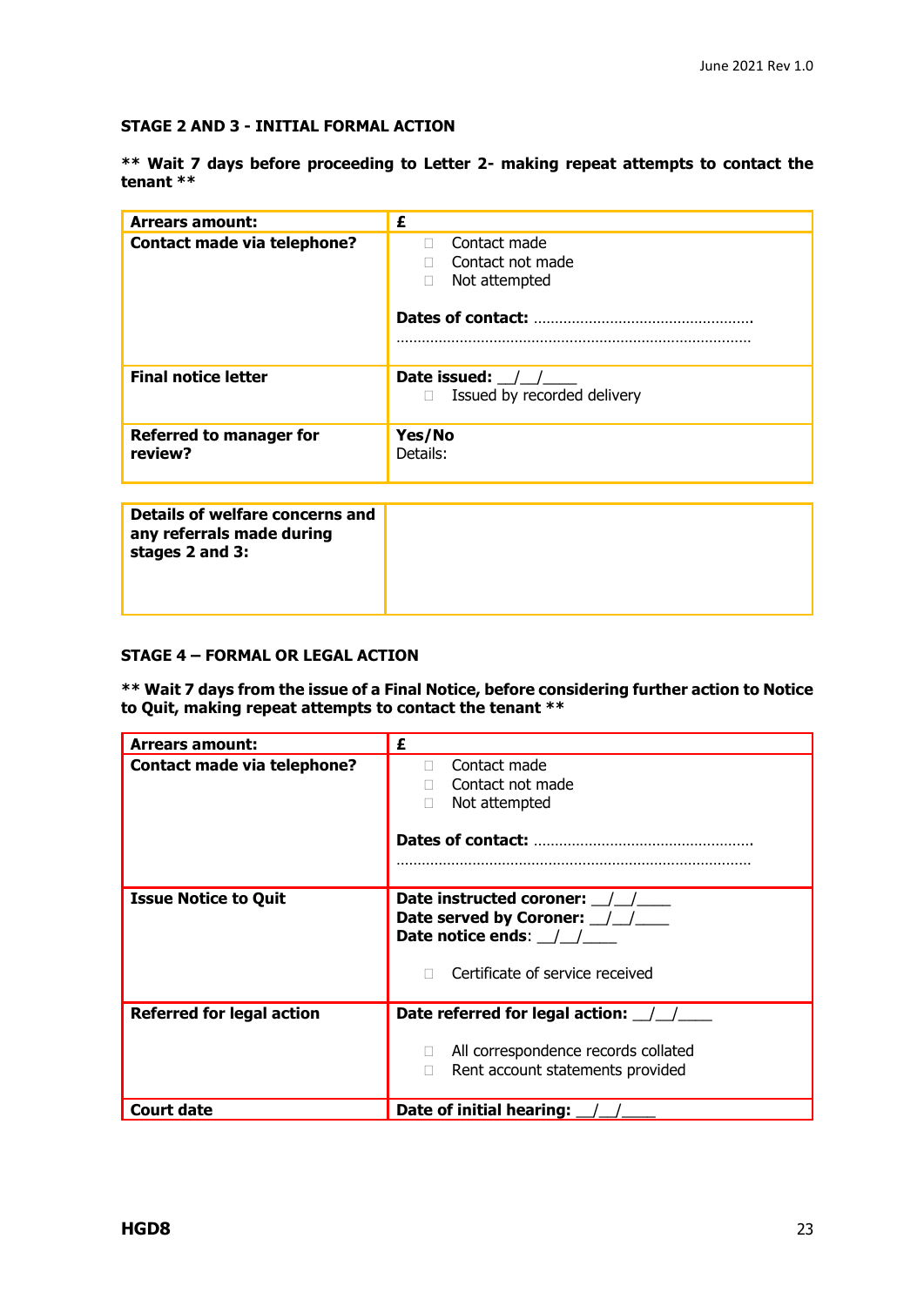### STAGE 2 AND 3 - INITIAL FORMAL ACTION

**\*\* Wait 7 days before proceeding to Letter 2- making repeat attempts to contact the tenant \*\***

| **Arrears amount:** | **£** |
|---|---|
| **Contact made via telephone?** | ☐ Contact made<br>☐ Contact not made<br>☐ Not attempted<br><br>**Dates of contact:** ………………………………………………<br>……………………………………………………………………………… |
| **Final notice letter** | **Date issued:** \_\_/\_\_/\_\_\_\_<br>☐ Issued by recorded delivery |
| **Referred to manager for review?** | **Yes/No**<br>Details: |

| **Details of welfare concerns and any referrals made during stages 2 and 3:** | |
|---|---|

### STAGE 4 – FORMAL OR LEGAL ACTION

**\*\* Wait 7 days from the issue of a Final Notice, before considering further action to Notice to Quit, making repeat attempts to contact the tenant \*\***

| **Arrears amount:** | **£** |
|---|---|
| **Contact made via telephone?** | ☐ Contact made<br>☐ Contact not made<br>☐ Not attempted<br><br>**Dates of contact:** ………………………………………………<br>……………………………………………………………………………… |
| **Issue Notice to Quit** | **Date instructed coroner:** \_\_/\_\_/\_\_\_\_<br>**Date served by Coroner:** \_\_/\_\_/\_\_\_\_<br>**Date notice ends**: \_\_/\_\_/\_\_\_\_<br><br>☐ Certificate of service received |
| **Referred for legal action** | **Date referred for legal action:** \_\_/\_\_/\_\_\_\_<br><br>☐ All correspondence records collated<br>☐ Rent account statements provided |
| **Court date** | **Date of initial hearing:** \_\_/\_\_/\_\_\_\_ |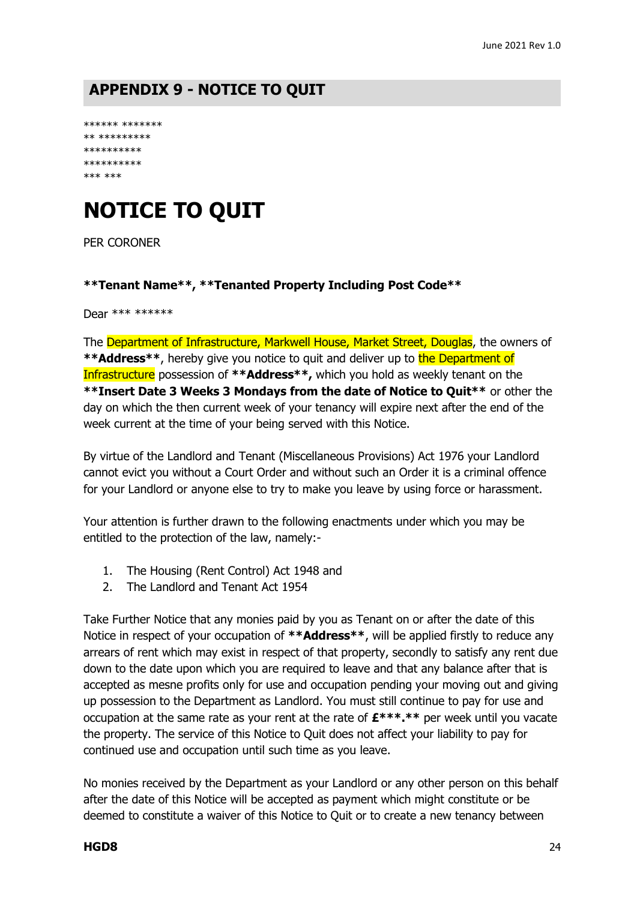## APPENDIX 9 - NOTICE TO QUIT

****** *******
** *********
**********
**********
*** ***

# NOTICE TO QUIT

PER CORONER

**\*\*Tenant Name\*\*, \*\*Tenanted Property Including Post Code\*\***

Dear *** ******

The Department of Infrastructure, Markwell House, Market Street, Douglas, the owners of **\*\*Address\*\***, hereby give you notice to quit and deliver up to the Department of Infrastructure possession of **\*\*Address\*\*,** which you hold as weekly tenant on the **\*\*Insert Date 3 Weeks 3 Mondays from the date of Notice to Quit\*\*** or other the day on which the then current week of your tenancy will expire next after the end of the week current at the time of your being served with this Notice.

By virtue of the Landlord and Tenant (Miscellaneous Provisions) Act 1976 your Landlord cannot evict you without a Court Order and without such an Order it is a criminal offence for your Landlord or anyone else to try to make you leave by using force or harassment.

Your attention is further drawn to the following enactments under which you may be entitled to the protection of the law, namely:-

1. The Housing (Rent Control) Act 1948 and
2. The Landlord and Tenant Act 1954

Take Further Notice that any monies paid by you as Tenant on or after the date of this Notice in respect of your occupation of **\*\*Address\*\***, will be applied firstly to reduce any arrears of rent which may exist in respect of that property, secondly to satisfy any rent due down to the date upon which you are required to leave and that any balance after that is accepted as mesne profits only for use and occupation pending your moving out and giving up possession to the Department as Landlord. You must still continue to pay for use and occupation at the same rate as your rent at the rate of **£\*\*\*.\*\*** per week until you vacate the property. The service of this Notice to Quit does not affect your liability to pay for continued use and occupation until such time as you leave.

No monies received by the Department as your Landlord or any other person on this behalf after the date of this Notice will be accepted as payment which might constitute or be deemed to constitute a waiver of this Notice to Quit or to create a new tenancy between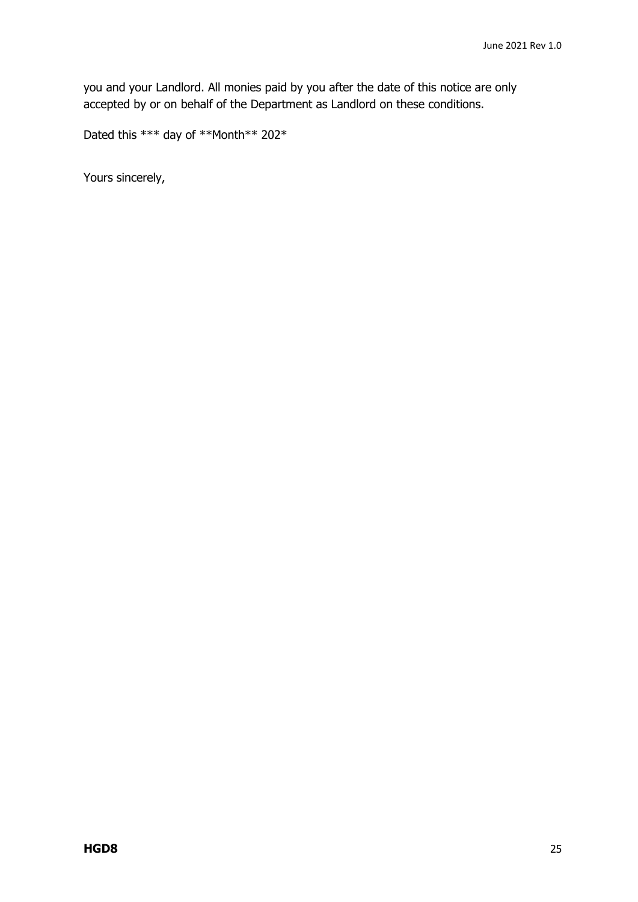you and your Landlord. All monies paid by you after the date of this notice are only accepted by or on behalf of the Department as Landlord on these conditions.

Dated this *** day of **Month** 202*

Yours sincerely,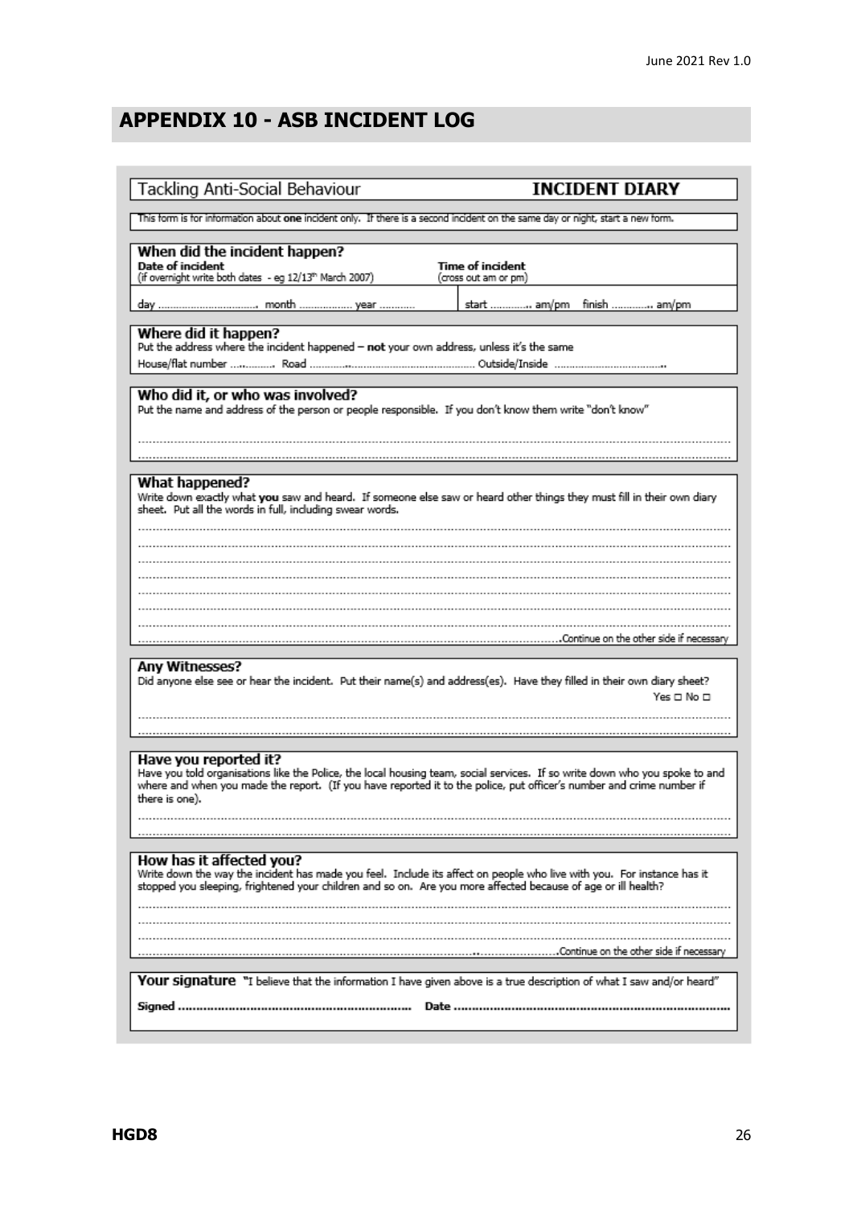## APPENDIX 10 - ASB INCIDENT LOG

| Tackling Anti-Social Behaviour | **INCIDENT DIARY** |
|---|---|

This form is for information about **one** incident only. If there is a second incident on the same day or night, start a new form.

### When did the incident happen?

| **Date of incident** (if overnight write both dates - eg 12/13th March 2007) | **Time of incident** (cross out am or pm) |
|---|---|
| day ................................. month ................. year ............ | start ............. am/pm finish ............. am/pm |

### Where did it happen?

Put the address where the incident happened – **not** your own address, unless it's the same

House/flat number .............. Road .............................................. Outside/Inside ......................................

### Who did it, or who was involved?

Put the name and address of the person or people responsible. If you don't know them write "don't know"

..........................................................................................................................................................

..........................................................................................................................................................

### What happened?

Write down exactly what **you** saw and heard. If someone else saw or heard other things they must fill in their own diary sheet. Put all the words in full, including swear words.

..........................................................................................................................................................

..........................................................................................................................................................

..........................................................................................................................................................

..........................................................................................................................................................

..........................................................................................................................................................

..........................................................................................................................................................

..........................................................................................................................................................

..........................................................................................................Continue on the other side if necessary

### Any Witnesses?

Did anyone else see or hear the incident. Put their name(s) and address(es). Have they filled in their own diary sheet? Yes ☐ No ☐

..........................................................................................................................................................

..........................................................................................................................................................

### Have you reported it?

Have you told organisations like the Police, the local housing team, social services. If so write down who you spoke to and where and when you made the report. (If you have reported it to the police, put officer's number and crime number if there is one).

..........................................................................................................................................................

..........................................................................................................................................................

### How has it affected you?

Write down the way the incident has made you feel. Include its affect on people who live with you. For instance has it stopped you sleeping, frightened your children and so on. Are you more affected because of age or ill health?

..........................................................................................................................................................

..........................................................................................................................................................

..........................................................................................................................................................

..........................................................................................................................................................Continue on the other side if necessary

**Your signature** "I believe that the information I have given above is a true description of what I saw and/or heard"

**Signed** ............................................................... **Date** ...........................................................................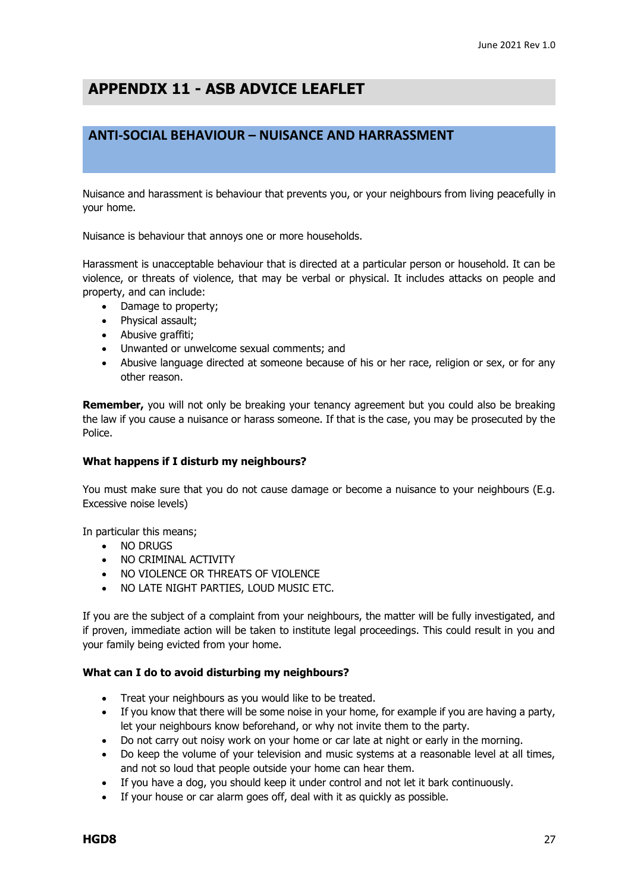# APPENDIX 11 - ASB ADVICE LEAFLET

## ANTI-SOCIAL BEHAVIOUR – NUISANCE AND HARRASSMENT

Nuisance and harassment is behaviour that prevents you, or your neighbours from living peacefully in your home.

Nuisance is behaviour that annoys one or more households.

Harassment is unacceptable behaviour that is directed at a particular person or household. It can be violence, or threats of violence, that may be verbal or physical. It includes attacks on people and property, and can include:

- Damage to property;
- Physical assault;
- Abusive graffiti;
- Unwanted or unwelcome sexual comments; and
- Abusive language directed at someone because of his or her race, religion or sex, or for any other reason.

**Remember,** you will not only be breaking your tenancy agreement but you could also be breaking the law if you cause a nuisance or harass someone. If that is the case, you may be prosecuted by the Police.

### What happens if I disturb my neighbours?

You must make sure that you do not cause damage or become a nuisance to your neighbours (E.g. Excessive noise levels)

In particular this means;

- NO DRUGS
- NO CRIMINAL ACTIVITY
- NO VIOLENCE OR THREATS OF VIOLENCE
- NO LATE NIGHT PARTIES, LOUD MUSIC ETC.

If you are the subject of a complaint from your neighbours, the matter will be fully investigated, and if proven, immediate action will be taken to institute legal proceedings. This could result in you and your family being evicted from your home.

### What can I do to avoid disturbing my neighbours?

- Treat your neighbours as you would like to be treated.
- If you know that there will be some noise in your home, for example if you are having a party, let your neighbours know beforehand, or why not invite them to the party.
- Do not carry out noisy work on your home or car late at night or early in the morning.
- Do keep the volume of your television and music systems at a reasonable level at all times, and not so loud that people outside your home can hear them.
- If you have a dog, you should keep it under control and not let it bark continuously.
- If your house or car alarm goes off, deal with it as quickly as possible.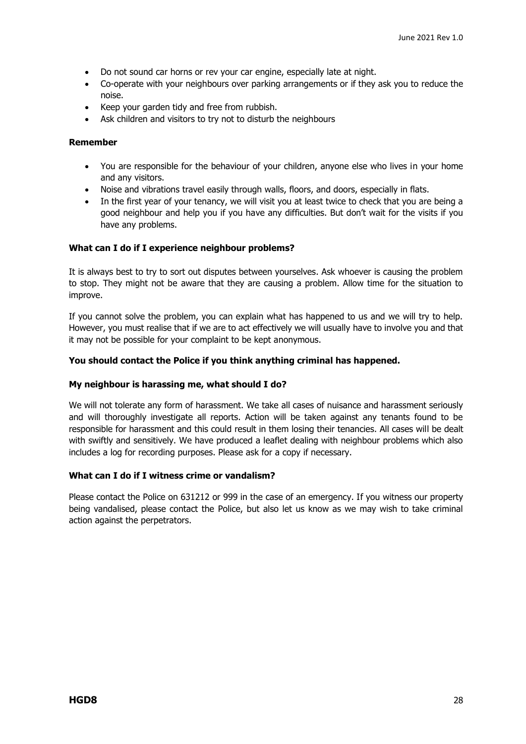- Do not sound car horns or rev your car engine, especially late at night.
- Co-operate with your neighbours over parking arrangements or if they ask you to reduce the noise.
- Keep your garden tidy and free from rubbish.
- Ask children and visitors to try not to disturb the neighbours

**Remember**

- You are responsible for the behaviour of your children, anyone else who lives in your home and any visitors.
- Noise and vibrations travel easily through walls, floors, and doors, especially in flats.
- In the first year of your tenancy, we will visit you at least twice to check that you are being a good neighbour and help you if you have any difficulties. But don't wait for the visits if you have any problems.

**What can I do if I experience neighbour problems?**

It is always best to try to sort out disputes between yourselves. Ask whoever is causing the problem to stop. They might not be aware that they are causing a problem. Allow time for the situation to improve.

If you cannot solve the problem, you can explain what has happened to us and we will try to help. However, you must realise that if we are to act effectively we will usually have to involve you and that it may not be possible for your complaint to be kept anonymous.

**You should contact the Police if you think anything criminal has happened.**

**My neighbour is harassing me, what should I do?**

We will not tolerate any form of harassment. We take all cases of nuisance and harassment seriously and will thoroughly investigate all reports. Action will be taken against any tenants found to be responsible for harassment and this could result in them losing their tenancies. All cases will be dealt with swiftly and sensitively. We have produced a leaflet dealing with neighbour problems which also includes a log for recording purposes. Please ask for a copy if necessary.

**What can I do if I witness crime or vandalism?**

Please contact the Police on 631212 or 999 in the case of an emergency. If you witness our property being vandalised, please contact the Police, but also let us know as we may wish to take criminal action against the perpetrators.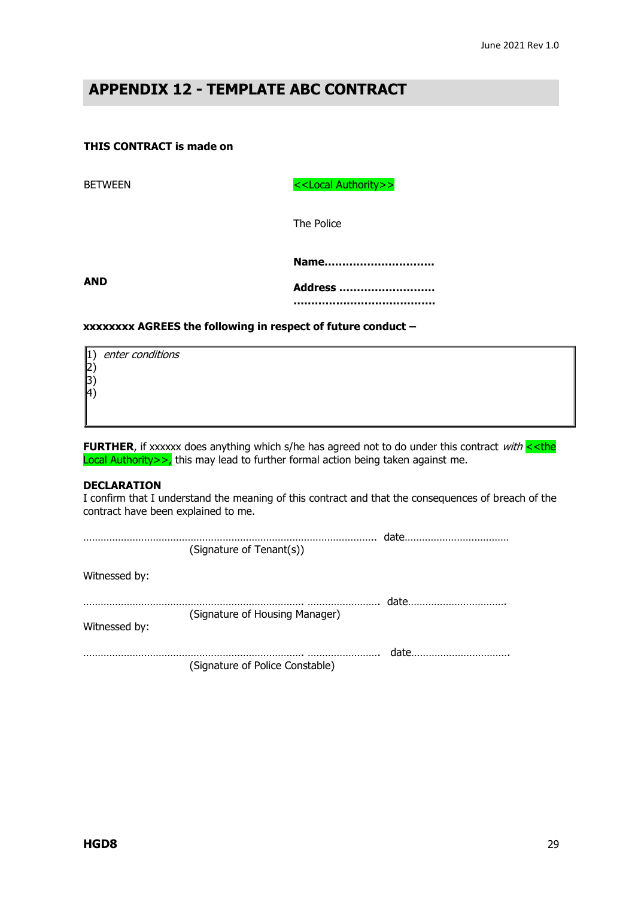# APPENDIX 12 - TEMPLATE ABC CONTRACT

**THIS CONTRACT is made on**

BETWEEN <<Local Authority>>

The Police

**AND**

**Name..............................**

**Address ..........................**

**.......................................**

**xxxxxxxx AGREES the following in respect of future conduct –**

| 1) *enter conditions*<br>2)<br>3)<br>4) |
|---|

**FURTHER**, if xxxxxx does anything which s/he has agreed not to do under this contract *with* <<the Local Authority>>, this may lead to further formal action being taken against me.

**DECLARATION**
I confirm that I understand the meaning of this contract and that the consequences of breach of the contract have been explained to me.

.................................................................................................. date...................................
(Signature of Tenant(s))

Witnessed by:

.......................................................................... ........................ date.................................
(Signature of Housing Manager)

Witnessed by:

.......................................................................... ........................ date.................................
(Signature of Police Constable)

HGD8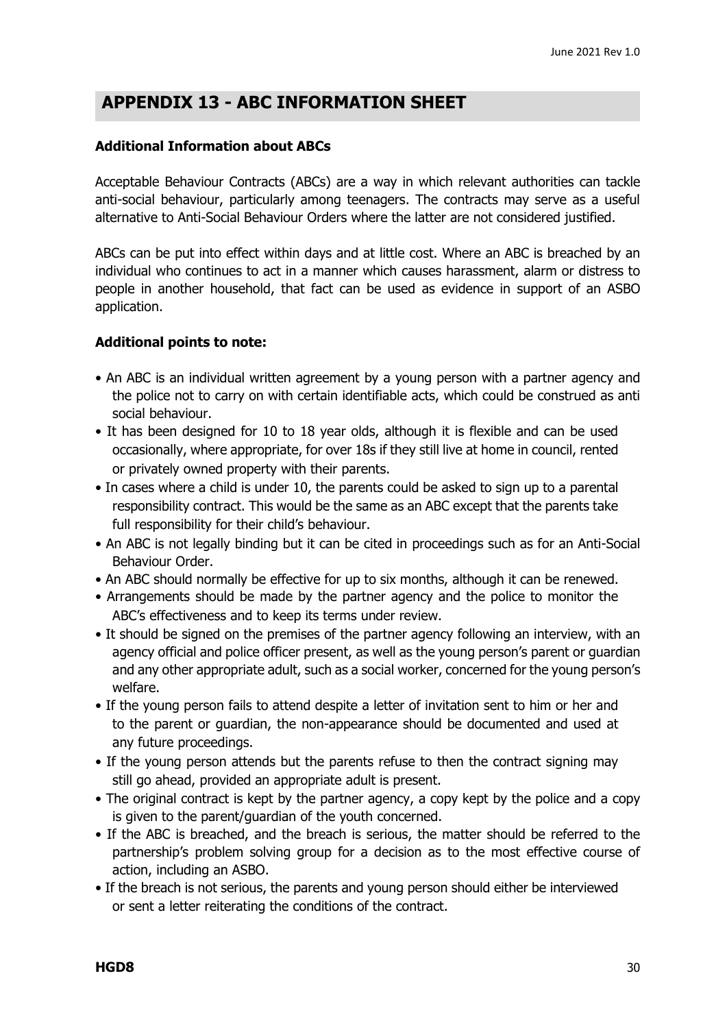## APPENDIX 13 - ABC INFORMATION SHEET

### Additional Information about ABCs

Acceptable Behaviour Contracts (ABCs) are a way in which relevant authorities can tackle anti-social behaviour, particularly among teenagers. The contracts may serve as a useful alternative to Anti-Social Behaviour Orders where the latter are not considered justified.

ABCs can be put into effect within days and at little cost. Where an ABC is breached by an individual who continues to act in a manner which causes harassment, alarm or distress to people in another household, that fact can be used as evidence in support of an ASBO application.

### Additional points to note:

- An ABC is an individual written agreement by a young person with a partner agency and the police not to carry on with certain identifiable acts, which could be construed as anti social behaviour.
- It has been designed for 10 to 18 year olds, although it is flexible and can be used occasionally, where appropriate, for over 18s if they still live at home in council, rented or privately owned property with their parents.
- In cases where a child is under 10, the parents could be asked to sign up to a parental responsibility contract. This would be the same as an ABC except that the parents take full responsibility for their child's behaviour.
- An ABC is not legally binding but it can be cited in proceedings such as for an Anti-Social Behaviour Order.
- An ABC should normally be effective for up to six months, although it can be renewed.
- Arrangements should be made by the partner agency and the police to monitor the ABC's effectiveness and to keep its terms under review.
- It should be signed on the premises of the partner agency following an interview, with an agency official and police officer present, as well as the young person's parent or guardian and any other appropriate adult, such as a social worker, concerned for the young person's welfare.
- If the young person fails to attend despite a letter of invitation sent to him or her and to the parent or guardian, the non-appearance should be documented and used at any future proceedings.
- If the young person attends but the parents refuse to then the contract signing may still go ahead, provided an appropriate adult is present.
- The original contract is kept by the partner agency, a copy kept by the police and a copy is given to the parent/guardian of the youth concerned.
- If the ABC is breached, and the breach is serious, the matter should be referred to the partnership's problem solving group for a decision as to the most effective course of action, including an ASBO.
- If the breach is not serious, the parents and young person should either be interviewed or sent a letter reiterating the conditions of the contract.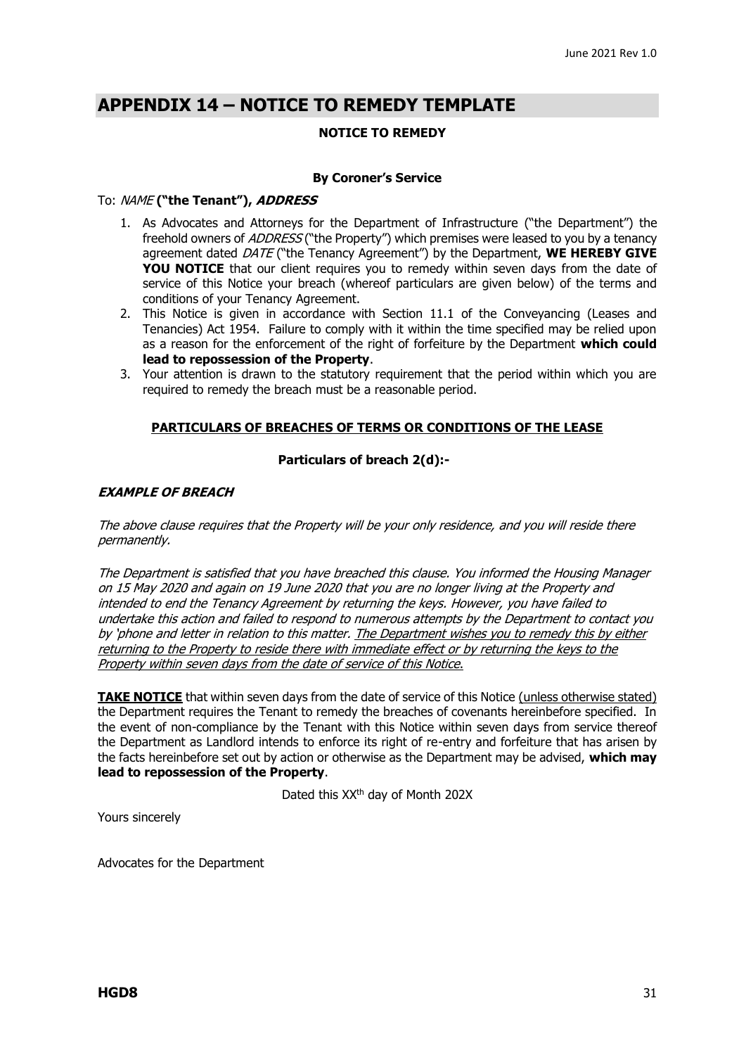# APPENDIX 14 – NOTICE TO REMEDY TEMPLATE

**NOTICE TO REMEDY**

**By Coroner's Service**

To: *NAME* **("the Tenant"), *ADDRESS***

1. As Advocates and Attorneys for the Department of Infrastructure ("the Department") the freehold owners of *ADDRESS* ("the Property") which premises were leased to you by a tenancy agreement dated *DATE* ("the Tenancy Agreement") by the Department, **WE HEREBY GIVE YOU NOTICE** that our client requires you to remedy within seven days from the date of service of this Notice your breach (whereof particulars are given below) of the terms and conditions of your Tenancy Agreement.
2. This Notice is given in accordance with Section 11.1 of the Conveyancing (Leases and Tenancies) Act 1954. Failure to comply with it within the time specified may be relied upon as a reason for the enforcement of the right of forfeiture by the Department **which could lead to repossession of the Property**.
3. Your attention is drawn to the statutory requirement that the period within which you are required to remedy the breach must be a reasonable period.

**<u>PARTICULARS OF BREACHES OF TERMS OR CONDITIONS OF THE LEASE</u>**

**Particulars of breach 2(d):-**

***EXAMPLE OF BREACH***

*The above clause requires that the Property will be your only residence, and you will reside there permanently.*

*The Department is satisfied that you have breached this clause. You informed the Housing Manager on 15 May 2020 and again on 19 June 2020 that you are no longer living at the Property and intended to end the Tenancy Agreement by returning the keys. However, you have failed to undertake this action and failed to respond to numerous attempts by the Department to contact you by 'phone and letter in relation to this matter. <u>The Department wishes you to remedy this by either returning to the Property to reside there with immediate effect or by returning the keys to the Property within seven days from the date of service of this Notice.</u>*

**<u>TAKE NOTICE</u>** that within seven days from the date of service of this Notice <u>(unless otherwise stated)</u> the Department requires the Tenant to remedy the breaches of covenants hereinbefore specified. In the event of non-compliance by the Tenant with this Notice within seven days from service thereof the Department as Landlord intends to enforce its right of re-entry and forfeiture that has arisen by the facts hereinbefore set out by action or otherwise as the Department may be advised, **which may lead to repossession of the Property**.

Dated this XXth day of Month 202X

Yours sincerely

Advocates for the Department